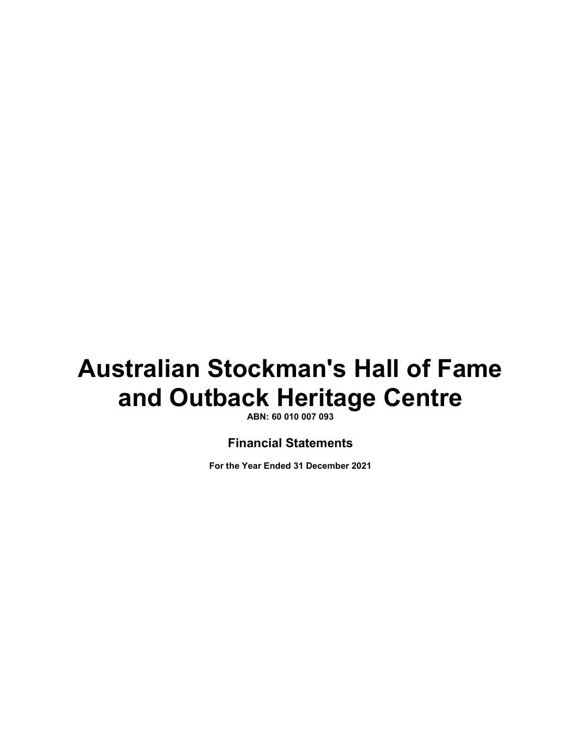# Australian Stockman's Hall of Fame and Outback Heritage Centre

**ABN: 60 010 007 093**

## Financial Statements

**For the Year Ended 31 December 2021**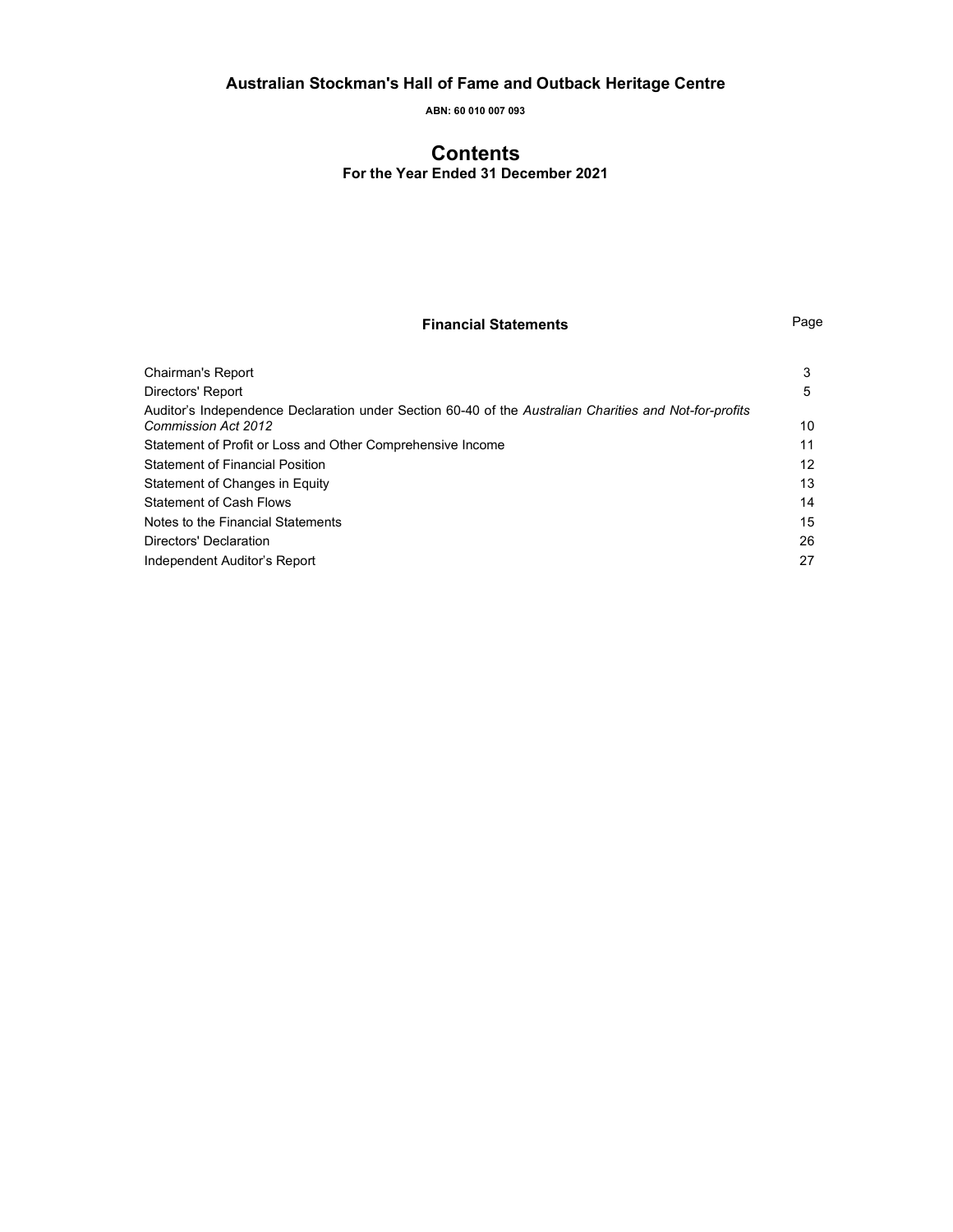# Australian Stockman's Hall of Fame and Outback Heritage Centre

**ABN: 60 010 007 093**

## Contents

**For the Year Ended 31 December 2021**

| **Financial Statements** | Page |
|---|---|
| Chairman's Report | 3 |
| Directors' Report | 5 |
| Auditor's Independence Declaration under Section 60-40 of the *Australian Charities and Not-for-profits Commission Act 2012* | 10 |
| Statement of Profit or Loss and Other Comprehensive Income | 11 |
| Statement of Financial Position | 12 |
| Statement of Changes in Equity | 13 |
| Statement of Cash Flows | 14 |
| Notes to the Financial Statements | 15 |
| Directors' Declaration | 26 |
| Independent Auditor's Report | 27 |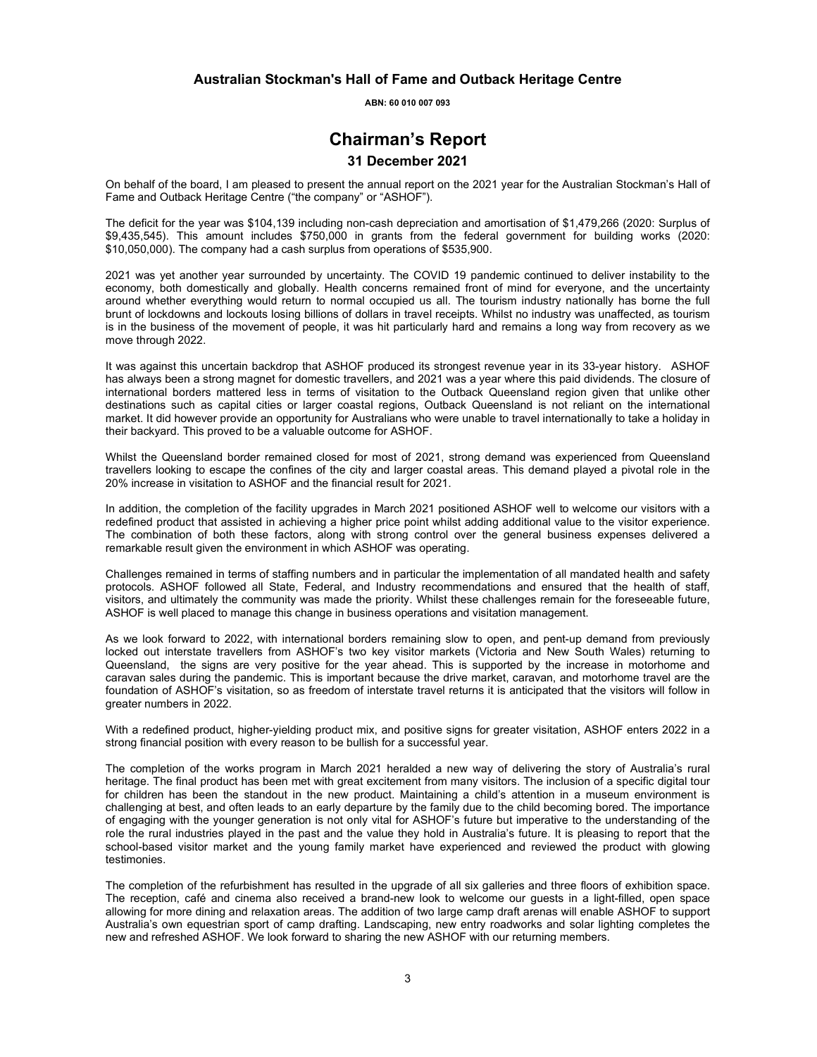# Australian Stockman's Hall of Fame and Outback Heritage Centre

**ABN: 60 010 007 093**

# Chairman's Report

## 31 December 2021

On behalf of the board, I am pleased to present the annual report on the 2021 year for the Australian Stockman's Hall of Fame and Outback Heritage Centre ("the company" or "ASHOF").

The deficit for the year was $104,139 including non-cash depreciation and amortisation of $1,479,266 (2020: Surplus of $9,435,545). This amount includes $750,000 in grants from the federal government for building works (2020: $10,050,000). The company had a cash surplus from operations of $535,900.

2021 was yet another year surrounded by uncertainty. The COVID 19 pandemic continued to deliver instability to the economy, both domestically and globally. Health concerns remained front of mind for everyone, and the uncertainty around whether everything would return to normal occupied us all. The tourism industry nationally has borne the full brunt of lockdowns and lockouts losing billions of dollars in travel receipts. Whilst no industry was unaffected, as tourism is in the business of the movement of people, it was hit particularly hard and remains a long way from recovery as we move through 2022.

It was against this uncertain backdrop that ASHOF produced its strongest revenue year in its 33-year history. ASHOF has always been a strong magnet for domestic travellers, and 2021 was a year where this paid dividends. The closure of international borders mattered less in terms of visitation to the Outback Queensland region given that unlike other destinations such as capital cities or larger coastal regions, Outback Queensland is not reliant on the international market. It did however provide an opportunity for Australians who were unable to travel internationally to take a holiday in their backyard. This proved to be a valuable outcome for ASHOF.

Whilst the Queensland border remained closed for most of 2021, strong demand was experienced from Queensland travellers looking to escape the confines of the city and larger coastal areas. This demand played a pivotal role in the 20% increase in visitation to ASHOF and the financial result for 2021.

In addition, the completion of the facility upgrades in March 2021 positioned ASHOF well to welcome our visitors with a redefined product that assisted in achieving a higher price point whilst adding additional value to the visitor experience. The combination of both these factors, along with strong control over the general business expenses delivered a remarkable result given the environment in which ASHOF was operating.

Challenges remained in terms of staffing numbers and in particular the implementation of all mandated health and safety protocols. ASHOF followed all State, Federal, and Industry recommendations and ensured that the health of staff, visitors, and ultimately the community was made the priority. Whilst these challenges remain for the foreseeable future, ASHOF is well placed to manage this change in business operations and visitation management.

As we look forward to 2022, with international borders remaining slow to open, and pent-up demand from previously locked out interstate travellers from ASHOF's two key visitor markets (Victoria and New South Wales) returning to Queensland, the signs are very positive for the year ahead. This is supported by the increase in motorhome and caravan sales during the pandemic. This is important because the drive market, caravan, and motorhome travel are the foundation of ASHOF's visitation, so as freedom of interstate travel returns it is anticipated that the visitors will follow in greater numbers in 2022.

With a redefined product, higher-yielding product mix, and positive signs for greater visitation, ASHOF enters 2022 in a strong financial position with every reason to be bullish for a successful year.

The completion of the works program in March 2021 heralded a new way of delivering the story of Australia's rural heritage. The final product has been met with great excitement from many visitors. The inclusion of a specific digital tour for children has been the standout in the new product. Maintaining a child's attention in a museum environment is challenging at best, and often leads to an early departure by the family due to the child becoming bored. The importance of engaging with the younger generation is not only vital for ASHOF's future but imperative to the understanding of the role the rural industries played in the past and the value they hold in Australia's future. It is pleasing to report that the school-based visitor market and the young family market have experienced and reviewed the product with glowing testimonies.

The completion of the refurbishment has resulted in the upgrade of all six galleries and three floors of exhibition space. The reception, café and cinema also received a brand-new look to welcome our guests in a light-filled, open space allowing for more dining and relaxation areas. The addition of two large camp draft arenas will enable ASHOF to support Australia's own equestrian sport of camp drafting. Landscaping, new entry roadworks and solar lighting completes the new and refreshed ASHOF. We look forward to sharing the new ASHOF with our returning members.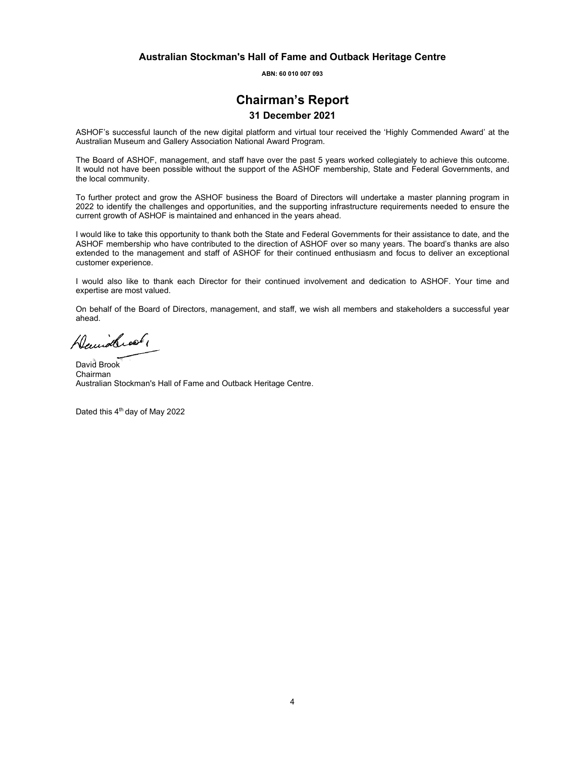**Australian Stockman's Hall of Fame and Outback Heritage Centre**

**ABN: 60 010 007 093**

# Chairman's Report

## 31 December 2021

ASHOF's successful launch of the new digital platform and virtual tour received the 'Highly Commended Award' at the Australian Museum and Gallery Association National Award Program.

The Board of ASHOF, management, and staff have over the past 5 years worked collegiately to achieve this outcome. It would not have been possible without the support of the ASHOF membership, State and Federal Governments, and the local community.

To further protect and grow the ASHOF business the Board of Directors will undertake a master planning program in 2022 to identify the challenges and opportunities, and the supporting infrastructure requirements needed to ensure the current growth of ASHOF is maintained and enhanced in the years ahead.

I would like to take this opportunity to thank both the State and Federal Governments for their assistance to date, and the ASHOF membership who have contributed to the direction of ASHOF over so many years. The board's thanks are also extended to the management and staff of ASHOF for their continued enthusiasm and focus to deliver an exceptional customer experience.

I would also like to thank each Director for their continued involvement and dedication to ASHOF. Your time and expertise are most valued.

On behalf of the Board of Directors, management, and staff, we wish all members and stakeholders a successful year ahead.

David Brook
Chairman
Australian Stockman's Hall of Fame and Outback Heritage Centre.

Dated this 4th day of May 2022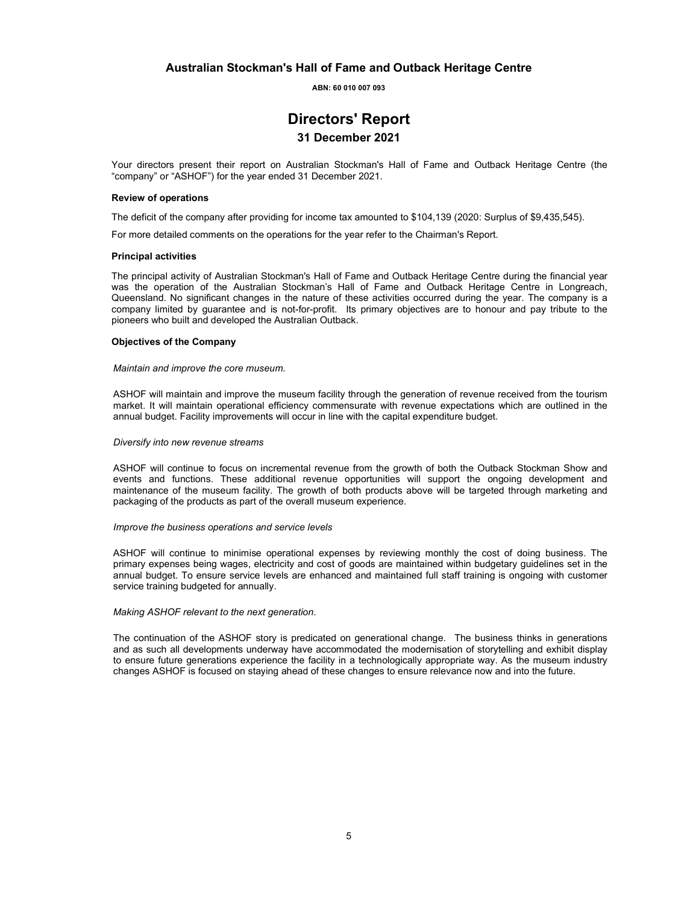# Australian Stockman's Hall of Fame and Outback Heritage Centre

**ABN: 60 010 007 093**

## Directors' Report

### 31 December 2021

Your directors present their report on Australian Stockman's Hall of Fame and Outback Heritage Centre (the "company" or "ASHOF") for the year ended 31 December 2021.

**Review of operations**

The deficit of the company after providing for income tax amounted to $104,139 (2020: Surplus of $9,435,545).

For more detailed comments on the operations for the year refer to the Chairman's Report.

**Principal activities**

The principal activity of Australian Stockman's Hall of Fame and Outback Heritage Centre during the financial year was the operation of the Australian Stockman's Hall of Fame and Outback Heritage Centre in Longreach, Queensland. No significant changes in the nature of these activities occurred during the year. The company is a company limited by guarantee and is not-for-profit. Its primary objectives are to honour and pay tribute to the pioneers who built and developed the Australian Outback.

**Objectives of the Company**

*Maintain and improve the core museum.*

ASHOF will maintain and improve the museum facility through the generation of revenue received from the tourism market. It will maintain operational efficiency commensurate with revenue expectations which are outlined in the annual budget. Facility improvements will occur in line with the capital expenditure budget.

*Diversify into new revenue streams*

ASHOF will continue to focus on incremental revenue from the growth of both the Outback Stockman Show and events and functions. These additional revenue opportunities will support the ongoing development and maintenance of the museum facility. The growth of both products above will be targeted through marketing and packaging of the products as part of the overall museum experience.

*Improve the business operations and service levels*

ASHOF will continue to minimise operational expenses by reviewing monthly the cost of doing business. The primary expenses being wages, electricity and cost of goods are maintained within budgetary guidelines set in the annual budget. To ensure service levels are enhanced and maintained full staff training is ongoing with customer service training budgeted for annually.

*Making ASHOF relevant to the next generation.*

The continuation of the ASHOF story is predicated on generational change. The business thinks in generations and as such all developments underway have accommodated the modernisation of storytelling and exhibit display to ensure future generations experience the facility in a technologically appropriate way. As the museum industry changes ASHOF is focused on staying ahead of these changes to ensure relevance now and into the future.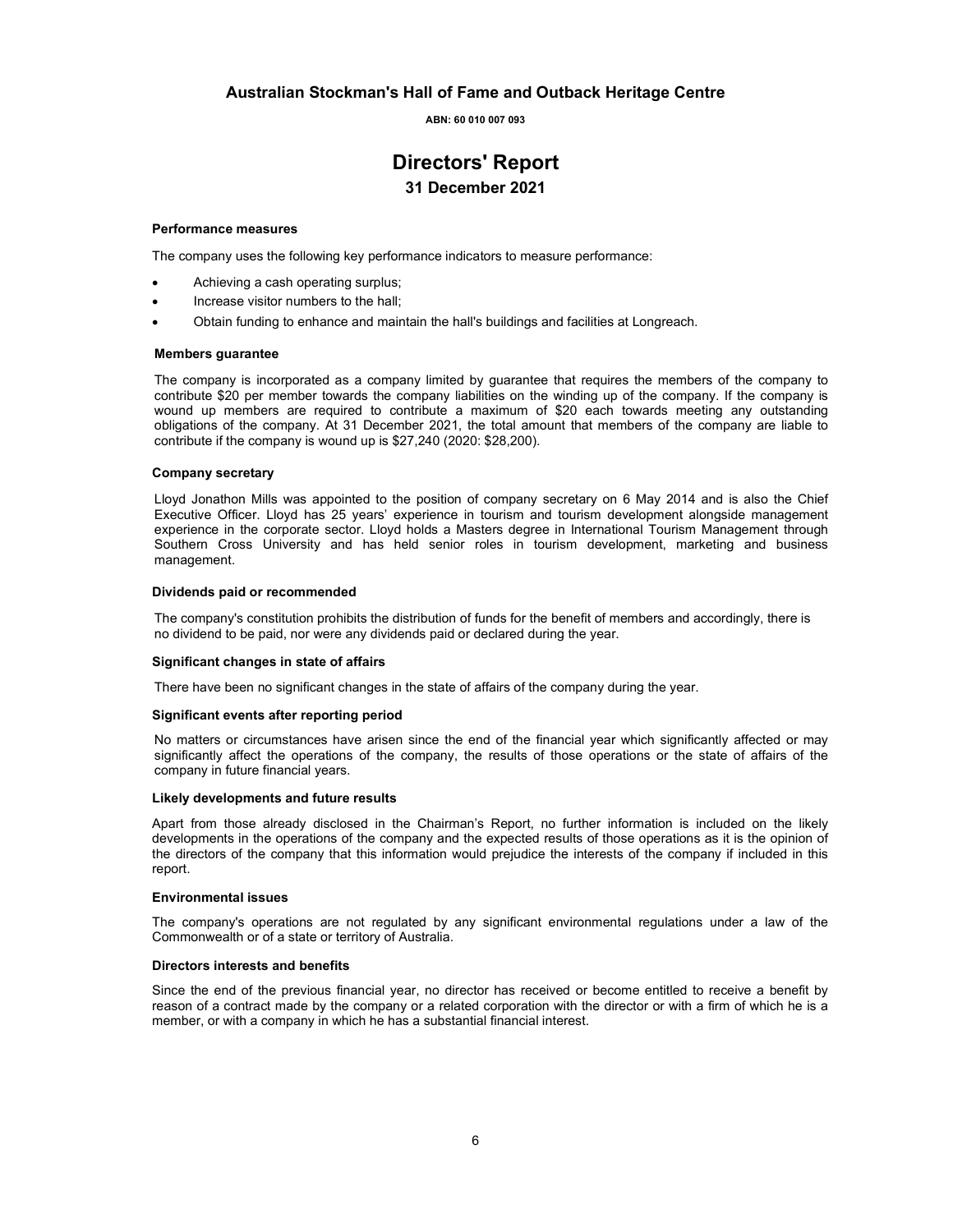# Australian Stockman's Hall of Fame and Outback Heritage Centre

**ABN: 60 010 007 093**

# Directors' Report

## 31 December 2021

### Performance measures

The company uses the following key performance indicators to measure performance:

- Achieving a cash operating surplus;
- Increase visitor numbers to the hall;
- Obtain funding to enhance and maintain the hall's buildings and facilities at Longreach.

### Members guarantee

The company is incorporated as a company limited by guarantee that requires the members of the company to contribute $20 per member towards the company liabilities on the winding up of the company. If the company is wound up members are required to contribute a maximum of $20 each towards meeting any outstanding obligations of the company. At 31 December 2021, the total amount that members of the company are liable to contribute if the company is wound up is $27,240 (2020: $28,200).

### Company secretary

Lloyd Jonathon Mills was appointed to the position of company secretary on 6 May 2014 and is also the Chief Executive Officer. Lloyd has 25 years' experience in tourism and tourism development alongside management experience in the corporate sector. Lloyd holds a Masters degree in International Tourism Management through Southern Cross University and has held senior roles in tourism development, marketing and business management.

### Dividends paid or recommended

The company's constitution prohibits the distribution of funds for the benefit of members and accordingly, there is no dividend to be paid, nor were any dividends paid or declared during the year.

### Significant changes in state of affairs

There have been no significant changes in the state of affairs of the company during the year.

### Significant events after reporting period

No matters or circumstances have arisen since the end of the financial year which significantly affected or may significantly affect the operations of the company, the results of those operations or the state of affairs of the company in future financial years.

### Likely developments and future results

Apart from those already disclosed in the Chairman's Report, no further information is included on the likely developments in the operations of the company and the expected results of those operations as it is the opinion of the directors of the company that this information would prejudice the interests of the company if included in this report.

### Environmental issues

The company's operations are not regulated by any significant environmental regulations under a law of the Commonwealth or of a state or territory of Australia.

### Directors interests and benefits

Since the end of the previous financial year, no director has received or become entitled to receive a benefit by reason of a contract made by the company or a related corporation with the director or with a firm of which he is a member, or with a company in which he has a substantial financial interest.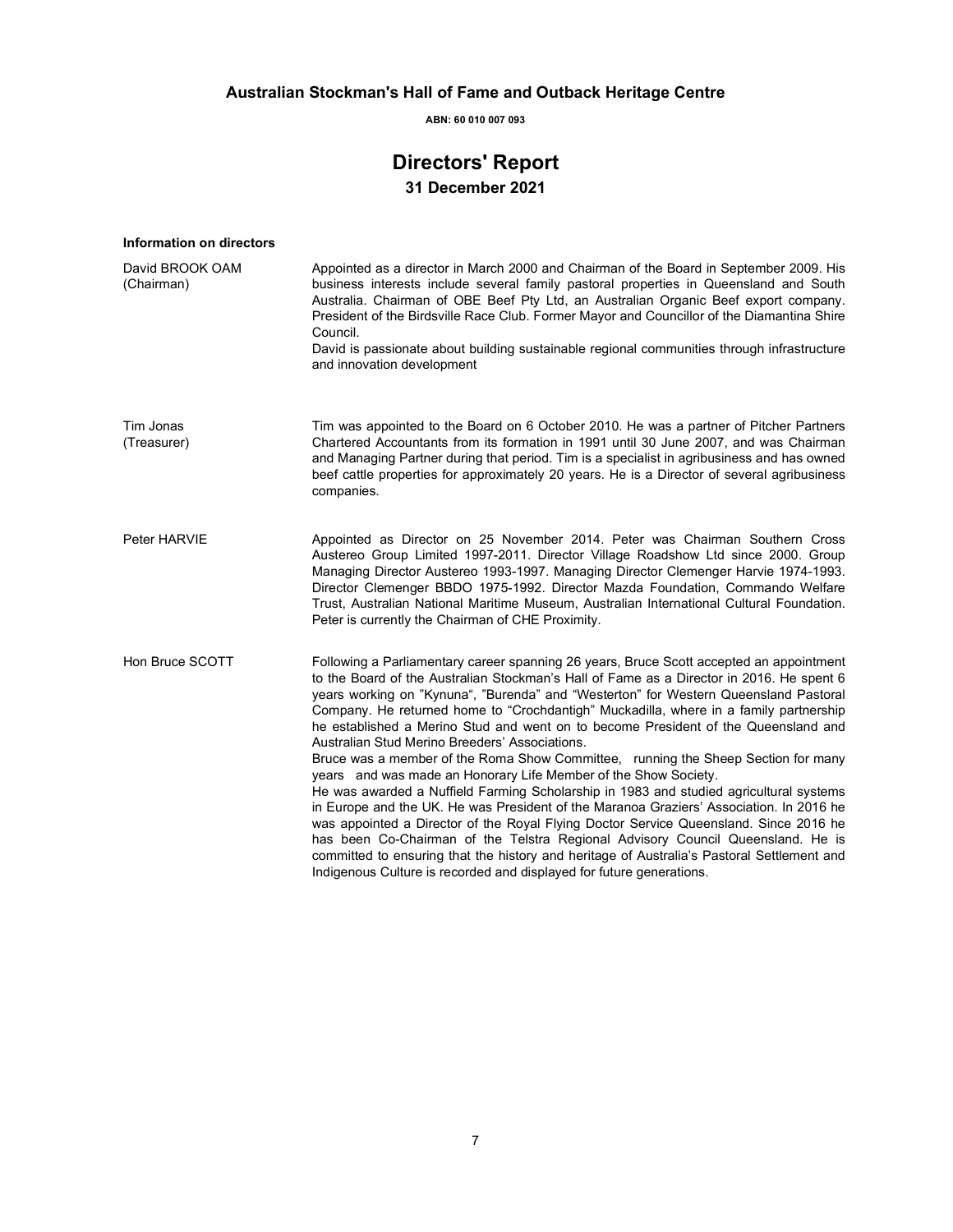# Australian Stockman's Hall of Fame and Outback Heritage Centre

**ABN: 60 010 007 093**

## Directors' Report

### 31 December 2021

**Information on directors**

| | |
|---|---|
| David BROOK OAM (Chairman) | Appointed as a director in March 2000 and Chairman of the Board in September 2009. His business interests include several family pastoral properties in Queensland and South Australia. Chairman of OBE Beef Pty Ltd, an Australian Organic Beef export company. President of the Birdsville Race Club. Former Mayor and Councillor of the Diamantina Shire Council.<br>David is passionate about building sustainable regional communities through infrastructure and innovation development |
| Tim Jonas (Treasurer) | Tim was appointed to the Board on 6 October 2010. He was a partner of Pitcher Partners Chartered Accountants from its formation in 1991 until 30 June 2007, and was Chairman and Managing Partner during that period. Tim is a specialist in agribusiness and has owned beef cattle properties for approximately 20 years. He is a Director of several agribusiness companies. |
| Peter HARVIE | Appointed as Director on 25 November 2014. Peter was Chairman Southern Cross Austereo Group Limited 1997-2011. Director Village Roadshow Ltd since 2000. Group Managing Director Austereo 1993-1997. Managing Director Clemenger Harvie 1974-1993. Director Clemenger BBDO 1975-1992. Director Mazda Foundation, Commando Welfare Trust, Australian National Maritime Museum, Australian International Cultural Foundation. Peter is currently the Chairman of CHE Proximity. |
| Hon Bruce SCOTT | Following a Parliamentary career spanning 26 years, Bruce Scott accepted an appointment to the Board of the Australian Stockman's Hall of Fame as a Director in 2016. He spent 6 years working on "Kynuna", "Burenda" and "Westerton" for Western Queensland Pastoral Company. He returned home to "Crochdantigh" Muckadilla, where in a family partnership he established a Merino Stud and went on to become President of the Queensland and Australian Stud Merino Breeders' Associations.<br>Bruce was a member of the Roma Show Committee, running the Sheep Section for many years and was made an Honorary Life Member of the Show Society.<br>He was awarded a Nuffield Farming Scholarship in 1983 and studied agricultural systems in Europe and the UK. He was President of the Maranoa Graziers' Association. In 2016 he was appointed a Director of the Royal Flying Doctor Service Queensland. Since 2016 he has been Co-Chairman of the Telstra Regional Advisory Council Queensland. He is committed to ensuring that the history and heritage of Australia's Pastoral Settlement and Indigenous Culture is recorded and displayed for future generations. |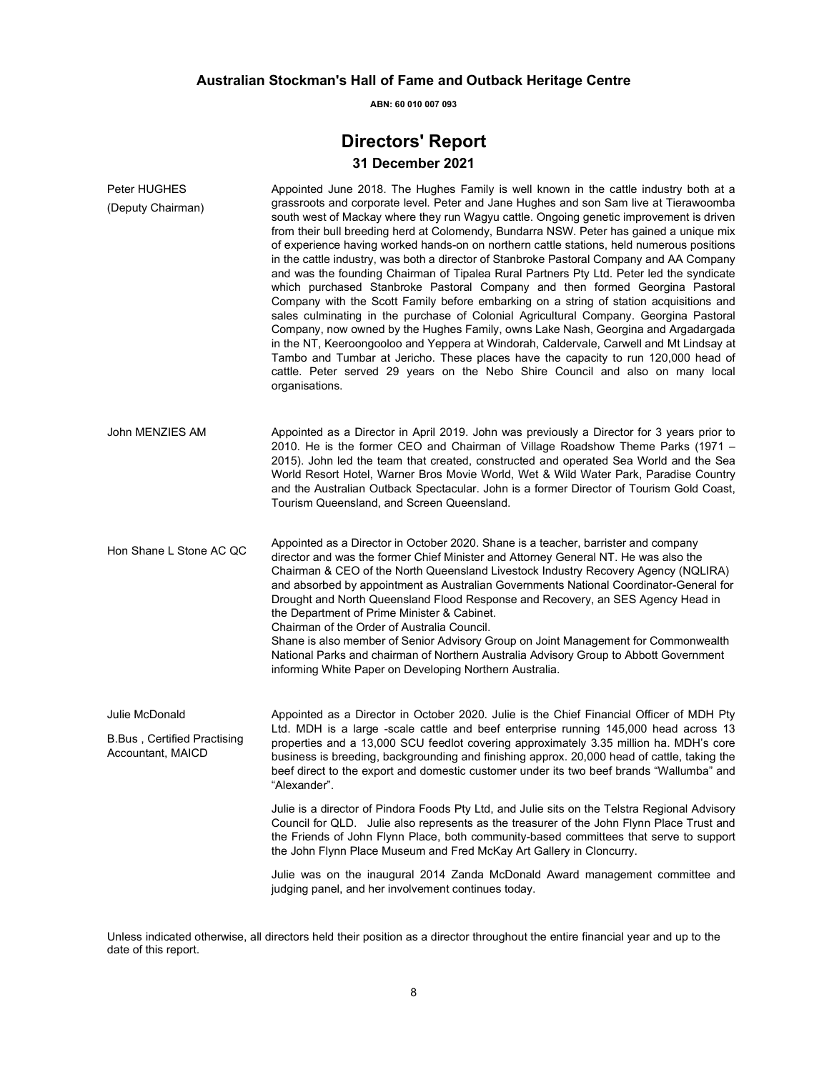**Australian Stockman's Hall of Fame and Outback Heritage Centre**

**ABN: 60 010 007 093**

# Directors' Report

## 31 December 2021

| | |
|---|---|
| Peter HUGHES<br>(Deputy Chairman) | Appointed June 2018. The Hughes Family is well known in the cattle industry both at a grassroots and corporate level. Peter and Jane Hughes and son Sam live at Tierawoomba south west of Mackay where they run Wagyu cattle. Ongoing genetic improvement is driven from their bull breeding herd at Colomendy, Bundarra NSW. Peter has gained a unique mix of experience having worked hands-on on northern cattle stations, held numerous positions in the cattle industry, was both a director of Stanbroke Pastoral Company and AA Company and was the founding Chairman of Tipalea Rural Partners Pty Ltd. Peter led the syndicate which purchased Stanbroke Pastoral Company and then formed Georgina Pastoral Company with the Scott Family before embarking on a string of station acquisitions and sales culminating in the purchase of Colonial Agricultural Company. Georgina Pastoral Company, now owned by the Hughes Family, owns Lake Nash, Georgina and Argadargada in the NT, Keeroongooloo and Yeppera at Windorah, Caldervale, Carwell and Mt Lindsay at Tambo and Tumbar at Jericho. These places have the capacity to run 120,000 head of cattle. Peter served 29 years on the Nebo Shire Council and also on many local organisations. |
| John MENZIES AM | Appointed as a Director in April 2019. John was previously a Director for 3 years prior to 2010. He is the former CEO and Chairman of Village Roadshow Theme Parks (1971 – 2015). John led the team that created, constructed and operated Sea World and the Sea World Resort Hotel, Warner Bros Movie World, Wet & Wild Water Park, Paradise Country and the Australian Outback Spectacular. John is a former Director of Tourism Gold Coast, Tourism Queensland, and Screen Queensland. |
| Hon Shane L Stone AC QC | Appointed as a Director in October 2020. Shane is a teacher, barrister and company director and was the former Chief Minister and Attorney General NT. He was also the Chairman & CEO of the North Queensland Livestock Industry Recovery Agency (NQLIRA) and absorbed by appointment as Australian Governments National Coordinator-General for Drought and North Queensland Flood Response and Recovery, an SES Agency Head in the Department of Prime Minister & Cabinet.<br>Chairman of the Order of Australia Council.<br>Shane is also member of Senior Advisory Group on Joint Management for Commonwealth National Parks and chairman of Northern Australia Advisory Group to Abbott Government informing White Paper on Developing Northern Australia. |
| Julie McDonald<br>B.Bus , Certified Practising Accountant, MAICD | Appointed as a Director in October 2020. Julie is the Chief Financial Officer of MDH Pty Ltd. MDH is a large -scale cattle and beef enterprise running 145,000 head across 13 properties and a 13,000 SCU feedlot covering approximately 3.35 million ha. MDH's core business is breeding, backgrounding and finishing approx. 20,000 head of cattle, taking the beef direct to the export and domestic customer under its two beef brands "Wallumba" and "Alexander".<br><br>Julie is a director of Pindora Foods Pty Ltd, and Julie sits on the Telstra Regional Advisory Council for QLD. Julie also represents as the treasurer of the John Flynn Place Trust and the Friends of John Flynn Place, both community-based committees that serve to support the John Flynn Place Museum and Fred McKay Art Gallery in Cloncurry.<br><br>Julie was on the inaugural 2014 Zanda McDonald Award management committee and judging panel, and her involvement continues today. |

Unless indicated otherwise, all directors held their position as a director throughout the entire financial year and up to the date of this report.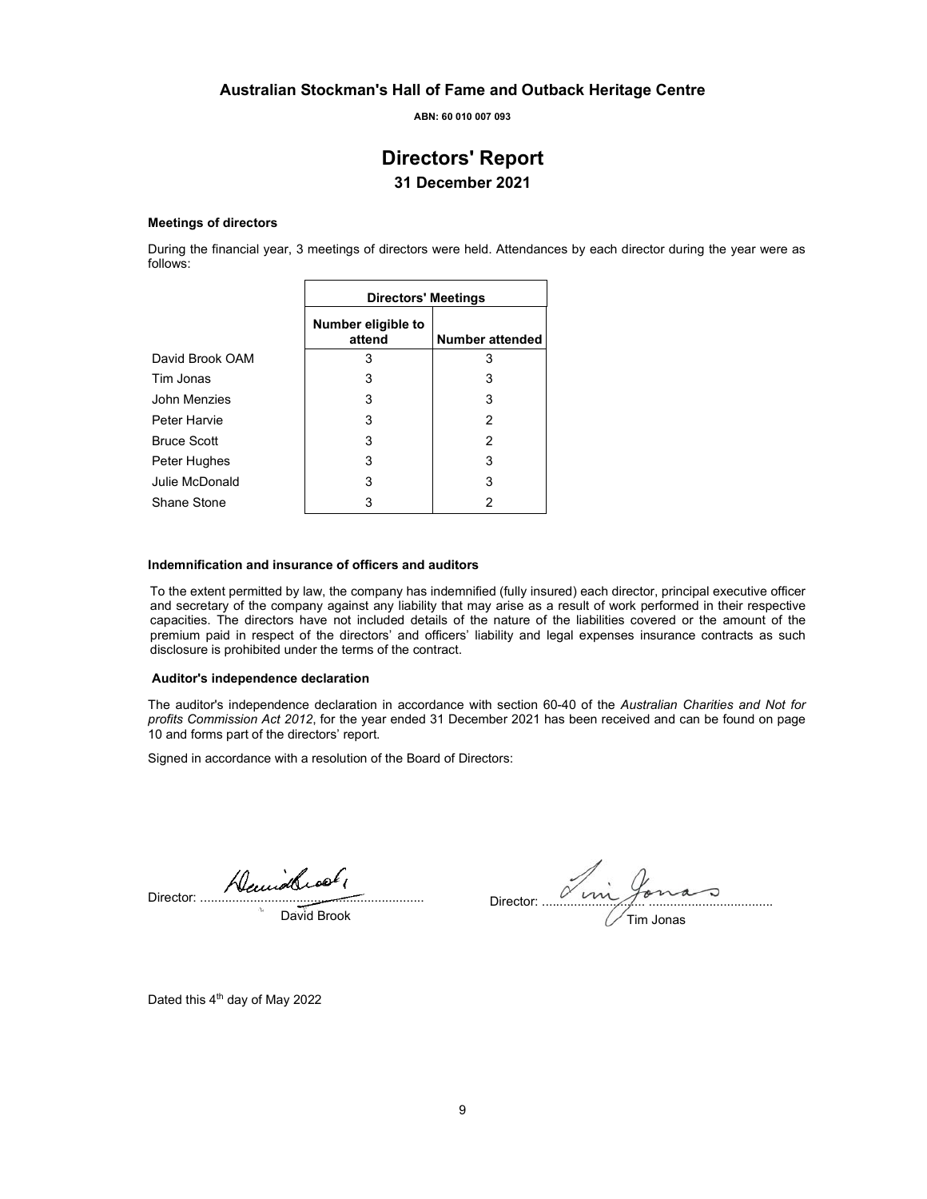# Australian Stockman's Hall of Fame and Outback Heritage Centre

**ABN: 60 010 007 093**

## Directors' Report

### 31 December 2021

**Meetings of directors**

During the financial year, 3 meetings of directors were held. Attendances by each director during the year were as follows:

| | Directors' Meetings | |
|---|---|---|
| | Number eligible to attend | Number attended |
| David Brook OAM | 3 | 3 |
| Tim Jonas | 3 | 3 |
| John Menzies | 3 | 3 |
| Peter Harvie | 3 | 2 |
| Bruce Scott | 3 | 2 |
| Peter Hughes | 3 | 3 |
| Julie McDonald | 3 | 3 |
| Shane Stone | 3 | 2 |

**Indemnification and insurance of officers and auditors**

To the extent permitted by law, the company has indemnified (fully insured) each director, principal executive officer and secretary of the company against any liability that may arise as a result of work performed in their respective capacities. The directors have not included details of the nature of the liabilities covered or the amount of the premium paid in respect of the directors' and officers' liability and legal expenses insurance contracts as such disclosure is prohibited under the terms of the contract.

**Auditor's independence declaration**

The auditor's independence declaration in accordance with section 60-40 of the *Australian Charities and Not for profits Commission Act 2012*, for the year ended 31 December 2021 has been received and can be found on page 10 and forms part of the directors' report.

Signed in accordance with a resolution of the Board of Directors:

Director: ............................................................... David Brook

Director: ............................................................... Tim Jonas

Dated this 4th day of May 2022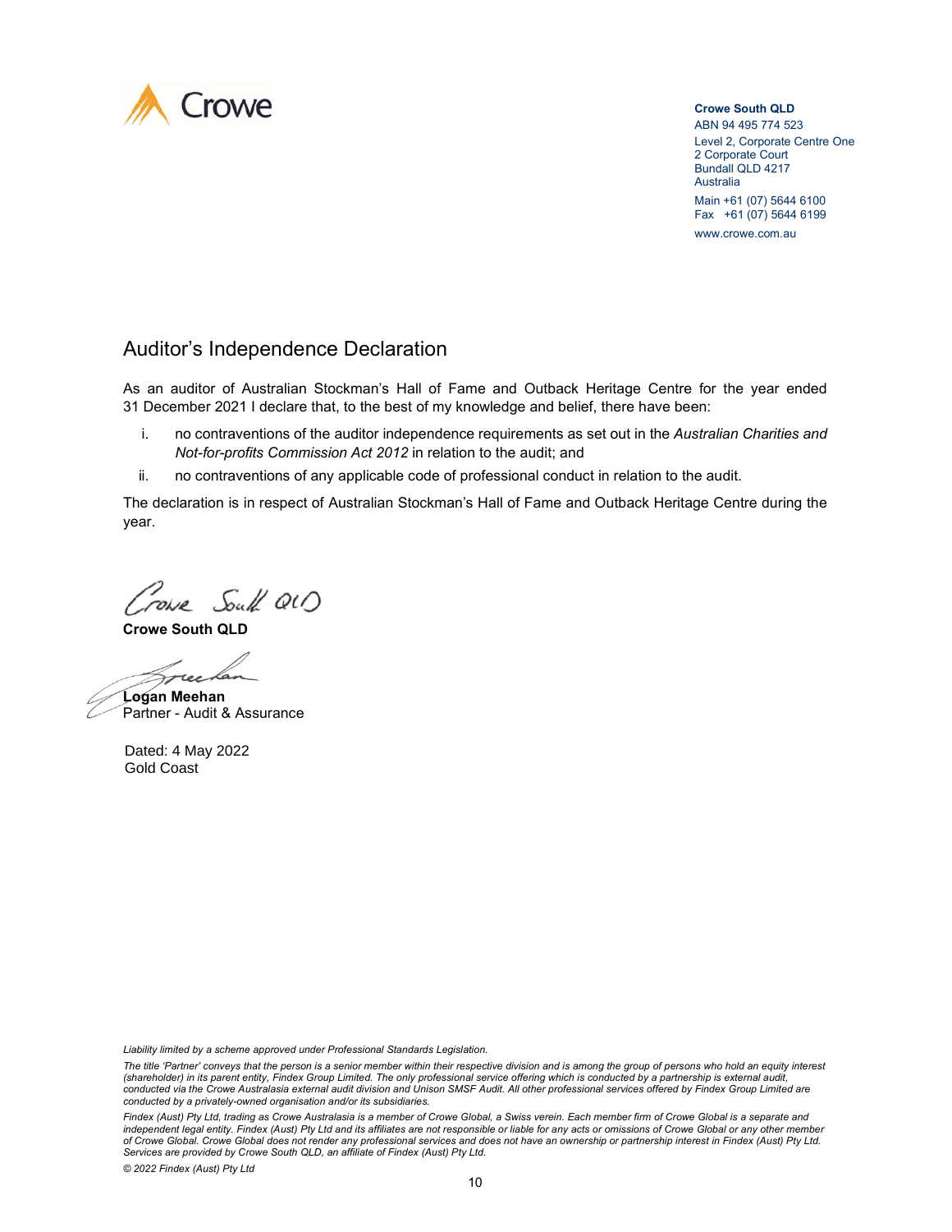Crowe

**Crowe South QLD**
ABN 94 495 774 523
Level 2, Corporate Centre One
2 Corporate Court
Bundall QLD 4217
Australia
Main +61 (07) 5644 6100
Fax +61 (07) 5644 6199
www.crowe.com.au

# Auditor's Independence Declaration

As an auditor of Australian Stockman's Hall of Fame and Outback Heritage Centre for the year ended 31 December 2021 I declare that, to the best of my knowledge and belief, there have been:

i. no contraventions of the auditor independence requirements as set out in the *Australian Charities and Not-for-profits Commission Act 2012* in relation to the audit; and

ii. no contraventions of any applicable code of professional conduct in relation to the audit.

The declaration is in respect of Australian Stockman's Hall of Fame and Outback Heritage Centre during the year.

Crowe South QLD

**Crowe South QLD**

**Logan Meehan**
Partner - Audit & Assurance

Dated: 4 May 2022
Gold Coast

*Liability limited by a scheme approved under Professional Standards Legislation.*

*The title 'Partner' conveys that the person is a senior member within their respective division and is among the group of persons who hold an equity interest (shareholder) in its parent entity, Findex Group Limited. The only professional service offering which is conducted by a partnership is external audit, conducted via the Crowe Australasia external audit division and Unison SMSF Audit. All other professional services offered by Findex Group Limited are conducted by a privately-owned organisation and/or its subsidiaries.*

*Findex (Aust) Pty Ltd, trading as Crowe Australasia is a member of Crowe Global, a Swiss verein. Each member firm of Crowe Global is a separate and independent legal entity. Findex (Aust) Pty Ltd and its affiliates are not responsible or liable for any acts or omissions of Crowe Global or any other member of Crowe Global. Crowe Global does not render any professional services and does not have an ownership or partnership interest in Findex (Aust) Pty Ltd. Services are provided by Crowe South QLD, an affiliate of Findex (Aust) Pty Ltd.*

*© 2022 Findex (Aust) Pty Ltd*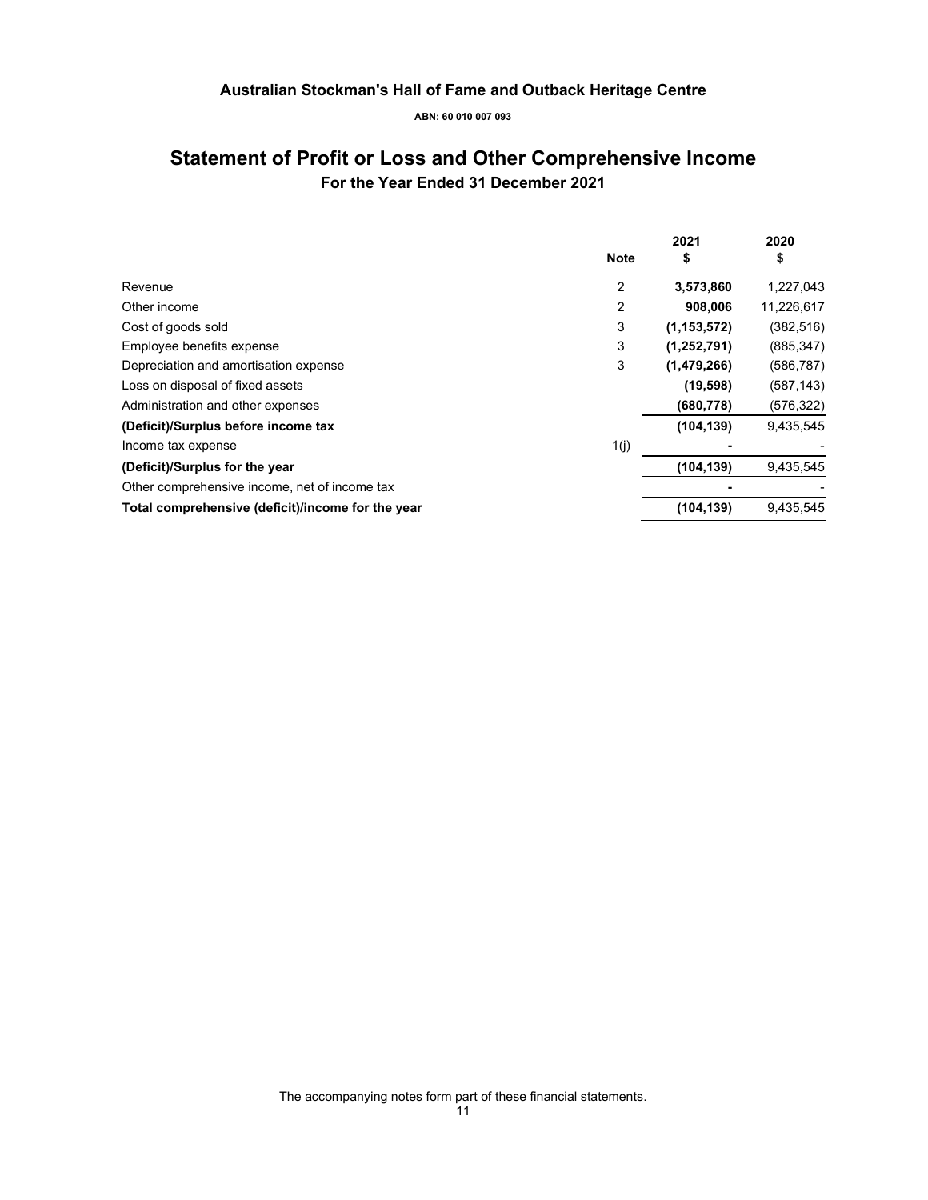**Australian Stockman's Hall of Fame and Outback Heritage Centre**

**ABN: 60 010 007 093**

# Statement of Profit or Loss and Other Comprehensive Income

**For the Year Ended 31 December 2021**

| | Note | 2021<br>$ | 2020<br>$ |
|---|---|---|---|
| Revenue | 2 | **3,573,860** | 1,227,043 |
| Other income | 2 | **908,006** | 11,226,617 |
| Cost of goods sold | 3 | **(1,153,572)** | (382,516) |
| Employee benefits expense | 3 | **(1,252,791)** | (885,347) |
| Depreciation and amortisation expense | 3 | **(1,479,266)** | (586,787) |
| Loss on disposal of fixed assets | | **(19,598)** | (587,143) |
| Administration and other expenses | | **(680,778)** | (576,322) |
| **(Deficit)/Surplus before income tax** | | **(104,139)** | 9,435,545 |
| Income tax expense | 1(j) | **-** | - |
| **(Deficit)/Surplus for the year** | | **(104,139)** | 9,435,545 |
| Other comprehensive income, net of income tax | | **-** | - |
| **Total comprehensive (deficit)/income for the year** | | **(104,139)** | 9,435,545 |

The accompanying notes form part of these financial statements.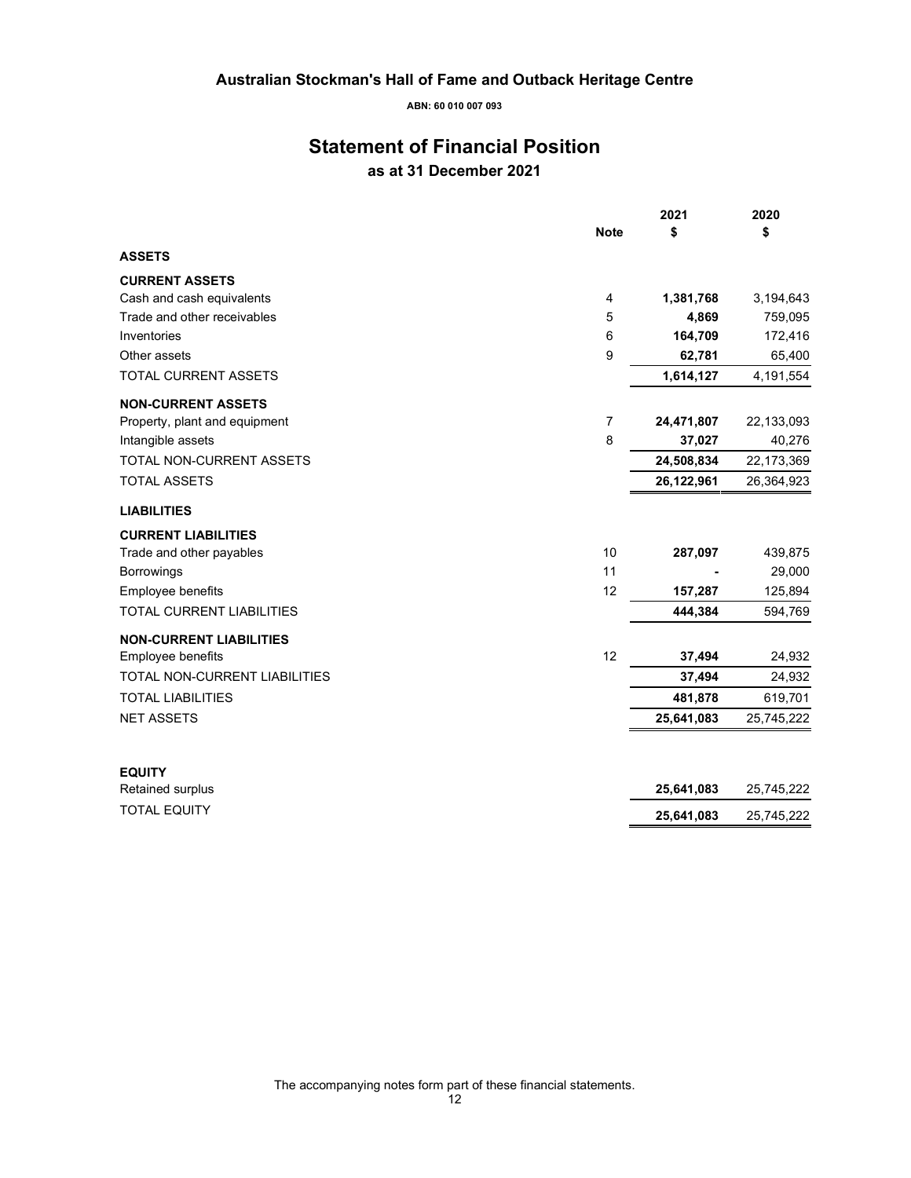# Australian Stockman's Hall of Fame and Outback Heritage Centre

**ABN: 60 010 007 093**

## Statement of Financial Position

### as at 31 December 2021

| | Note | 2021 $ | 2020 $ |
|---|---|---|---|
| **ASSETS** | | | |
| **CURRENT ASSETS** | | | |
| Cash and cash equivalents | 4 | **1,381,768** | 3,194,643 |
| Trade and other receivables | 5 | **4,869** | 759,095 |
| Inventories | 6 | **164,709** | 172,416 |
| Other assets | 9 | **62,781** | 65,400 |
| TOTAL CURRENT ASSETS | | **1,614,127** | 4,191,554 |
| **NON-CURRENT ASSETS** | | | |
| Property, plant and equipment | 7 | **24,471,807** | 22,133,093 |
| Intangible assets | 8 | **37,027** | 40,276 |
| TOTAL NON-CURRENT ASSETS | | **24,508,834** | 22,173,369 |
| TOTAL ASSETS | | **26,122,961** | 26,364,923 |
| **LIABILITIES** | | | |
| **CURRENT LIABILITIES** | | | |
| Trade and other payables | 10 | **287,097** | 439,875 |
| Borrowings | 11 | **-** | 29,000 |
| Employee benefits | 12 | **157,287** | 125,894 |
| TOTAL CURRENT LIABILITIES | | **444,384** | 594,769 |
| **NON-CURRENT LIABILITIES** | | | |
| Employee benefits | 12 | **37,494** | 24,932 |
| TOTAL NON-CURRENT LIABILITIES | | **37,494** | 24,932 |
| TOTAL LIABILITIES | | **481,878** | 619,701 |
| NET ASSETS | | **25,641,083** | 25,745,222 |
| **EQUITY** | | | |
| Retained surplus | | **25,641,083** | 25,745,222 |
| TOTAL EQUITY | | **25,641,083** | 25,745,222 |

The accompanying notes form part of these financial statements.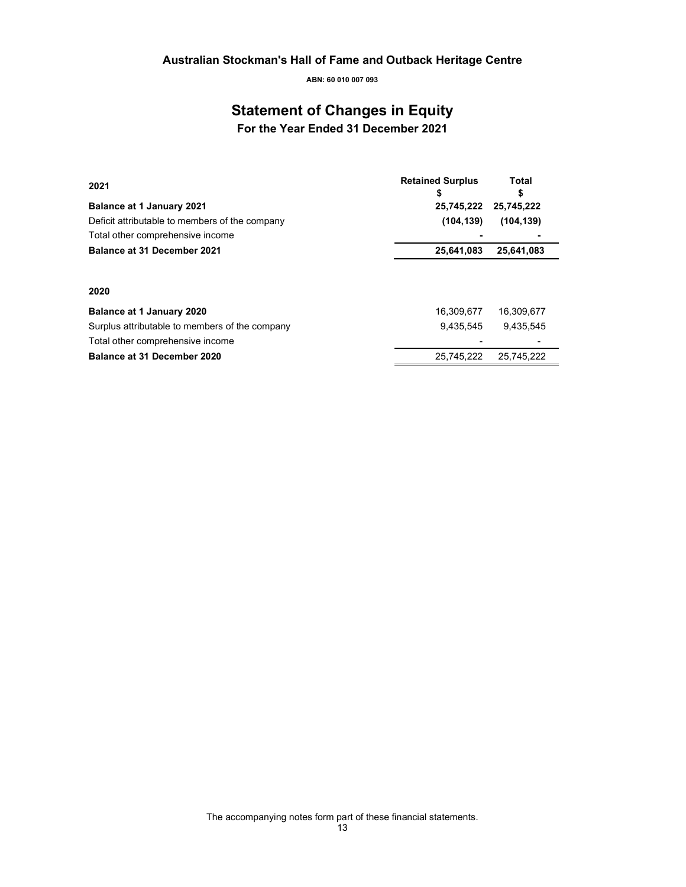# Australian Stockman's Hall of Fame and Outback Heritage Centre

**ABN: 60 010 007 093**

## Statement of Changes in Equity

### For the Year Ended 31 December 2021

| 2021 | Retained Surplus<br>$ | Total<br>$ |
|---|---|---|
| **Balance at 1 January 2021** | **25,745,222** | **25,745,222** |
| Deficit attributable to members of the company | **(104,139)** | **(104,139)** |
| Total other comprehensive income | **-** | **-** |
| **Balance at 31 December 2021** | **25,641,083** | **25,641,083** |

| 2020 | Retained Surplus<br>$ | Total<br>$ |
|---|---|---|
| **Balance at 1 January 2020** | 16,309,677 | 16,309,677 |
| Surplus attributable to members of the company | 9,435,545 | 9,435,545 |
| Total other comprehensive income | - | - |
| **Balance at 31 December 2020** | 25,745,222 | 25,745,222 |

The accompanying notes form part of these financial statements.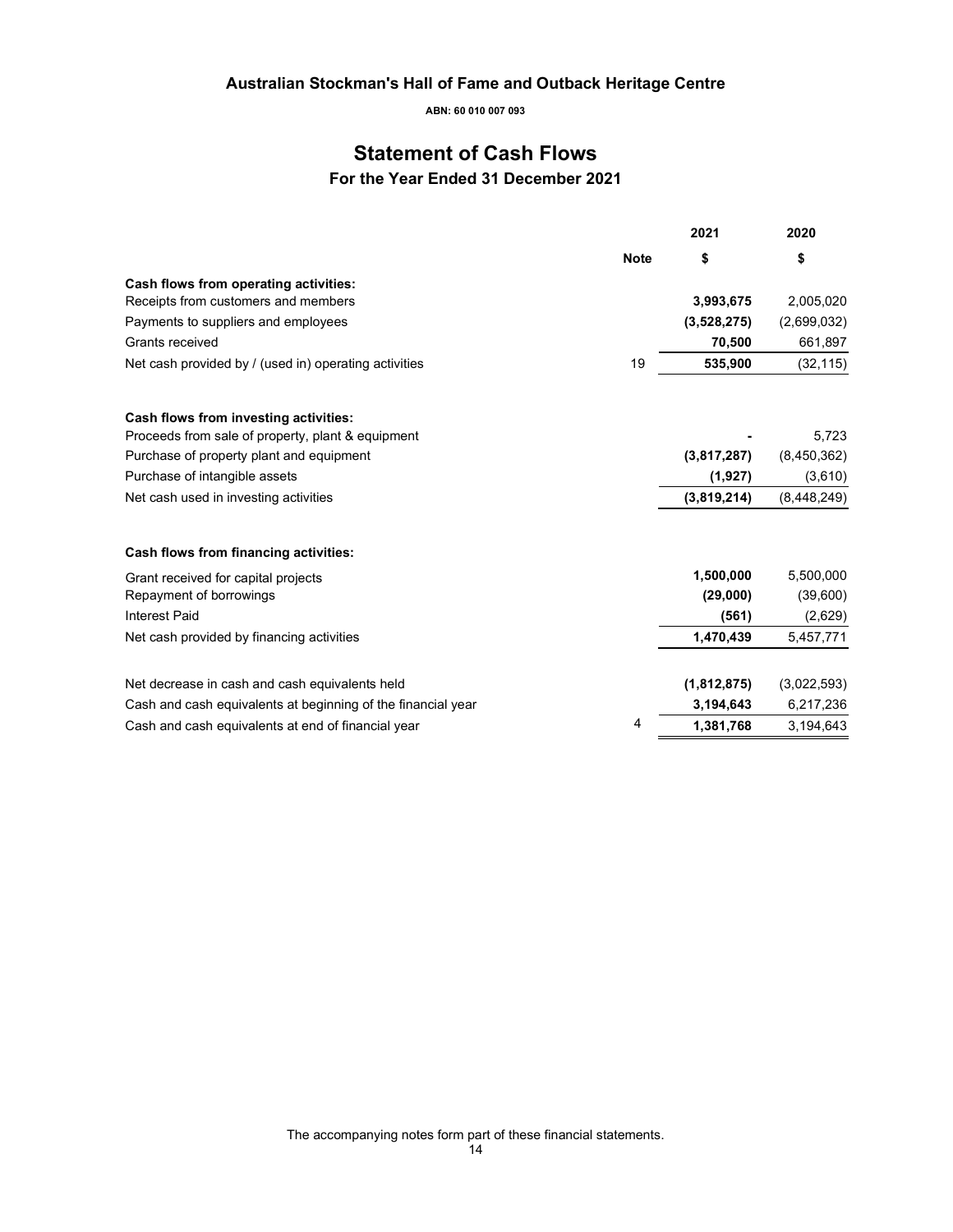# Australian Stockman's Hall of Fame and Outback Heritage Centre

**ABN: 60 010 007 093**

## Statement of Cash Flows

### For the Year Ended 31 December 2021

| | Note | 2021 | 2020 |
|---|---|---|---|
| | | **$** | **$** |
| **Cash flows from operating activities:** | | | |
| Receipts from customers and members | | **3,993,675** | 2,005,020 |
| Payments to suppliers and employees | | **(3,528,275)** | (2,699,032) |
| Grants received | | **70,500** | 661,897 |
| Net cash provided by / (used in) operating activities | 19 | **535,900** | (32,115) |
| | | | |
| **Cash flows from investing activities:** | | | |
| Proceeds from sale of property, plant & equipment | | **-** | 5,723 |
| Purchase of property plant and equipment | | **(3,817,287)** | (8,450,362) |
| Purchase of intangible assets | | **(1,927)** | (3,610) |
| Net cash used in investing activities | | **(3,819,214)** | (8,448,249) |
| | | | |
| **Cash flows from financing activities:** | | | |
| Grant received for capital projects | | **1,500,000** | 5,500,000 |
| Repayment of borrowings | | **(29,000)** | (39,600) |
| Interest Paid | | **(561)** | (2,629) |
| Net cash provided by financing activities | | **1,470,439** | 5,457,771 |
| | | | |
| Net decrease in cash and cash equivalents held | | **(1,812,875)** | (3,022,593) |
| Cash and cash equivalents at beginning of the financial year | | **3,194,643** | 6,217,236 |
| Cash and cash equivalents at end of financial year | 4 | **1,381,768** | 3,194,643 |

The accompanying notes form part of these financial statements.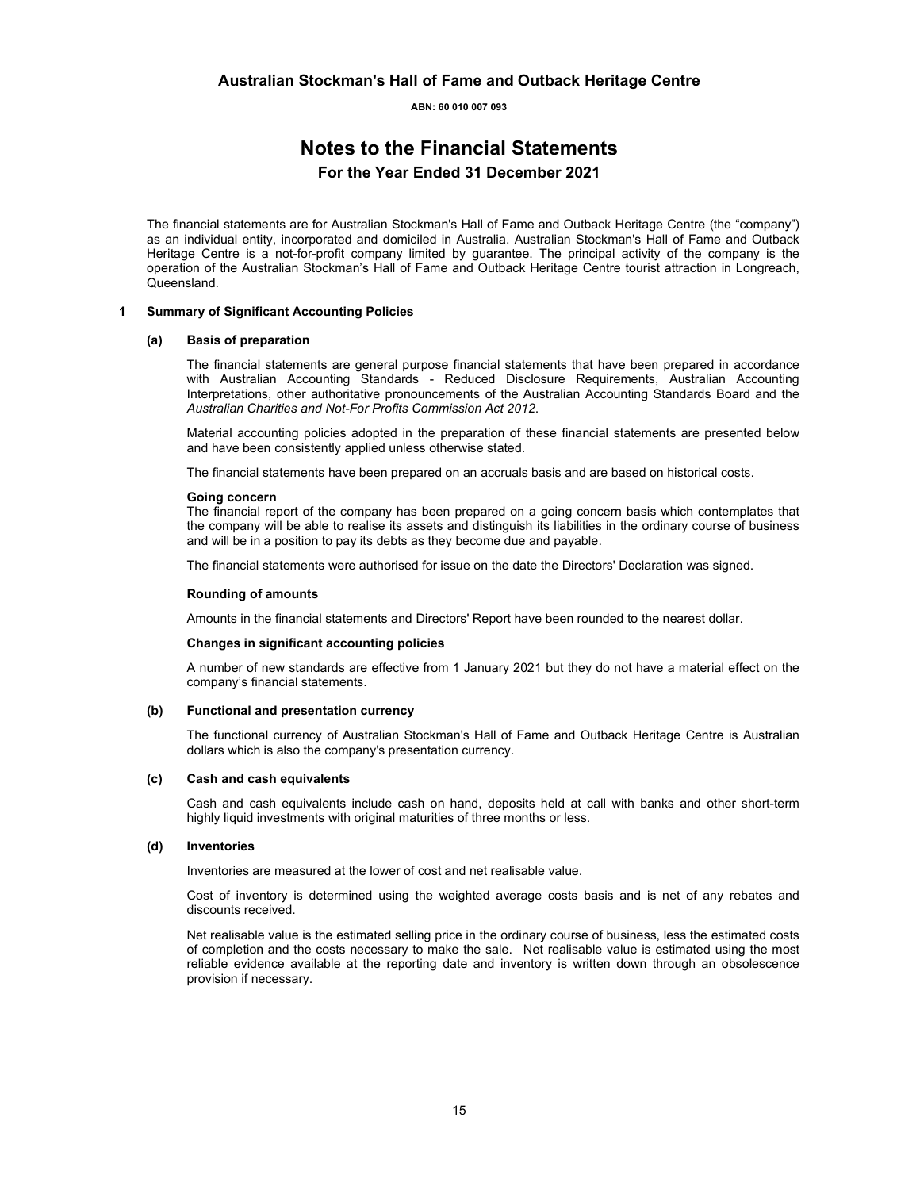# Australian Stockman's Hall of Fame and Outback Heritage Centre

**ABN: 60 010 007 093**

# Notes to the Financial Statements

## For the Year Ended 31 December 2021

The financial statements are for Australian Stockman's Hall of Fame and Outback Heritage Centre (the "company") as an individual entity, incorporated and domiciled in Australia. Australian Stockman's Hall of Fame and Outback Heritage Centre is a not-for-profit company limited by guarantee. The principal activity of the company is the operation of the Australian Stockman's Hall of Fame and Outback Heritage Centre tourist attraction in Longreach, Queensland.

### 1 Summary of Significant Accounting Policies

#### (a) Basis of preparation

The financial statements are general purpose financial statements that have been prepared in accordance with Australian Accounting Standards - Reduced Disclosure Requirements, Australian Accounting Interpretations, other authoritative pronouncements of the Australian Accounting Standards Board and the *Australian Charities and Not-For Profits Commission Act 2012*.

Material accounting policies adopted in the preparation of these financial statements are presented below and have been consistently applied unless otherwise stated.

The financial statements have been prepared on an accruals basis and are based on historical costs.

**Going concern**

The financial report of the company has been prepared on a going concern basis which contemplates that the company will be able to realise its assets and distinguish its liabilities in the ordinary course of business and will be in a position to pay its debts as they become due and payable.

The financial statements were authorised for issue on the date the Directors' Declaration was signed.

**Rounding of amounts**

Amounts in the financial statements and Directors' Report have been rounded to the nearest dollar.

**Changes in significant accounting policies**

A number of new standards are effective from 1 January 2021 but they do not have a material effect on the company's financial statements.

#### (b) Functional and presentation currency

The functional currency of Australian Stockman's Hall of Fame and Outback Heritage Centre is Australian dollars which is also the company's presentation currency.

#### (c) Cash and cash equivalents

Cash and cash equivalents include cash on hand, deposits held at call with banks and other short-term highly liquid investments with original maturities of three months or less.

#### (d) Inventories

Inventories are measured at the lower of cost and net realisable value.

Cost of inventory is determined using the weighted average costs basis and is net of any rebates and discounts received.

Net realisable value is the estimated selling price in the ordinary course of business, less the estimated costs of completion and the costs necessary to make the sale. Net realisable value is estimated using the most reliable evidence available at the reporting date and inventory is written down through an obsolescence provision if necessary.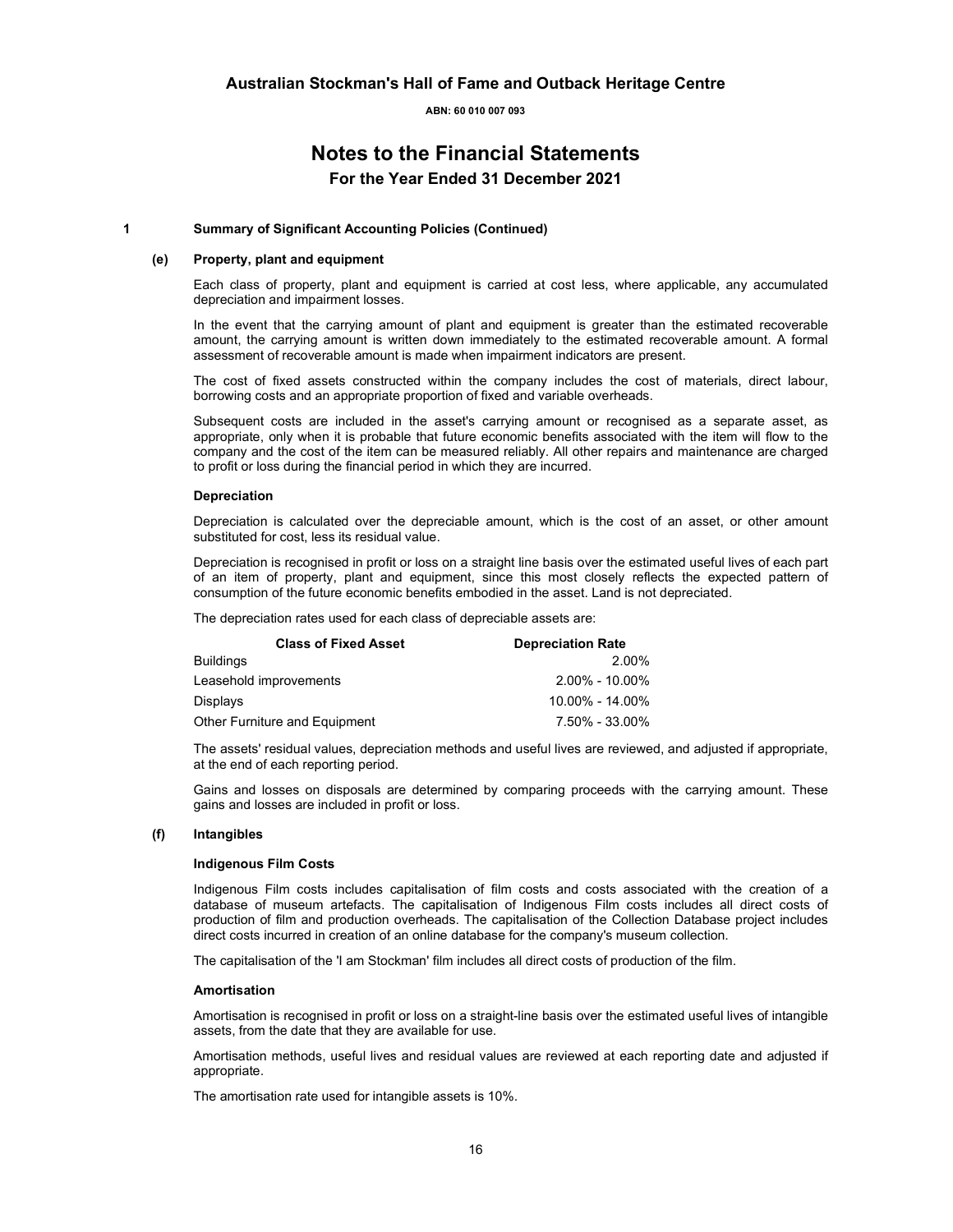# Australian Stockman's Hall of Fame and Outback Heritage Centre

**ABN: 60 010 007 093**

## Notes to the Financial Statements

### For the Year Ended 31 December 2021

**1 Summary of Significant Accounting Policies (Continued)**

**(e) Property, plant and equipment**

Each class of property, plant and equipment is carried at cost less, where applicable, any accumulated depreciation and impairment losses.

In the event that the carrying amount of plant and equipment is greater than the estimated recoverable amount, the carrying amount is written down immediately to the estimated recoverable amount. A formal assessment of recoverable amount is made when impairment indicators are present.

The cost of fixed assets constructed within the company includes the cost of materials, direct labour, borrowing costs and an appropriate proportion of fixed and variable overheads.

Subsequent costs are included in the asset's carrying amount or recognised as a separate asset, as appropriate, only when it is probable that future economic benefits associated with the item will flow to the company and the cost of the item can be measured reliably. All other repairs and maintenance are charged to profit or loss during the financial period in which they are incurred.

**Depreciation**

Depreciation is calculated over the depreciable amount, which is the cost of an asset, or other amount substituted for cost, less its residual value.

Depreciation is recognised in profit or loss on a straight line basis over the estimated useful lives of each part of an item of property, plant and equipment, since this most closely reflects the expected pattern of consumption of the future economic benefits embodied in the asset. Land is not depreciated.

The depreciation rates used for each class of depreciable assets are:

| Class of Fixed Asset | Depreciation Rate |
|---|---|
| Buildings | 2.00% |
| Leasehold improvements | 2.00% - 10.00% |
| Displays | 10.00% - 14.00% |
| Other Furniture and Equipment | 7.50% - 33.00% |

The assets' residual values, depreciation methods and useful lives are reviewed, and adjusted if appropriate, at the end of each reporting period.

Gains and losses on disposals are determined by comparing proceeds with the carrying amount. These gains and losses are included in profit or loss.

**(f) Intangibles**

**Indigenous Film Costs**

Indigenous Film costs includes capitalisation of film costs and costs associated with the creation of a database of museum artefacts. The capitalisation of Indigenous Film costs includes all direct costs of production of film and production overheads. The capitalisation of the Collection Database project includes direct costs incurred in creation of an online database for the company's museum collection.

The capitalisation of the 'I am Stockman' film includes all direct costs of production of the film.

**Amortisation**

Amortisation is recognised in profit or loss on a straight-line basis over the estimated useful lives of intangible assets, from the date that they are available for use.

Amortisation methods, useful lives and residual values are reviewed at each reporting date and adjusted if appropriate.

The amortisation rate used for intangible assets is 10%.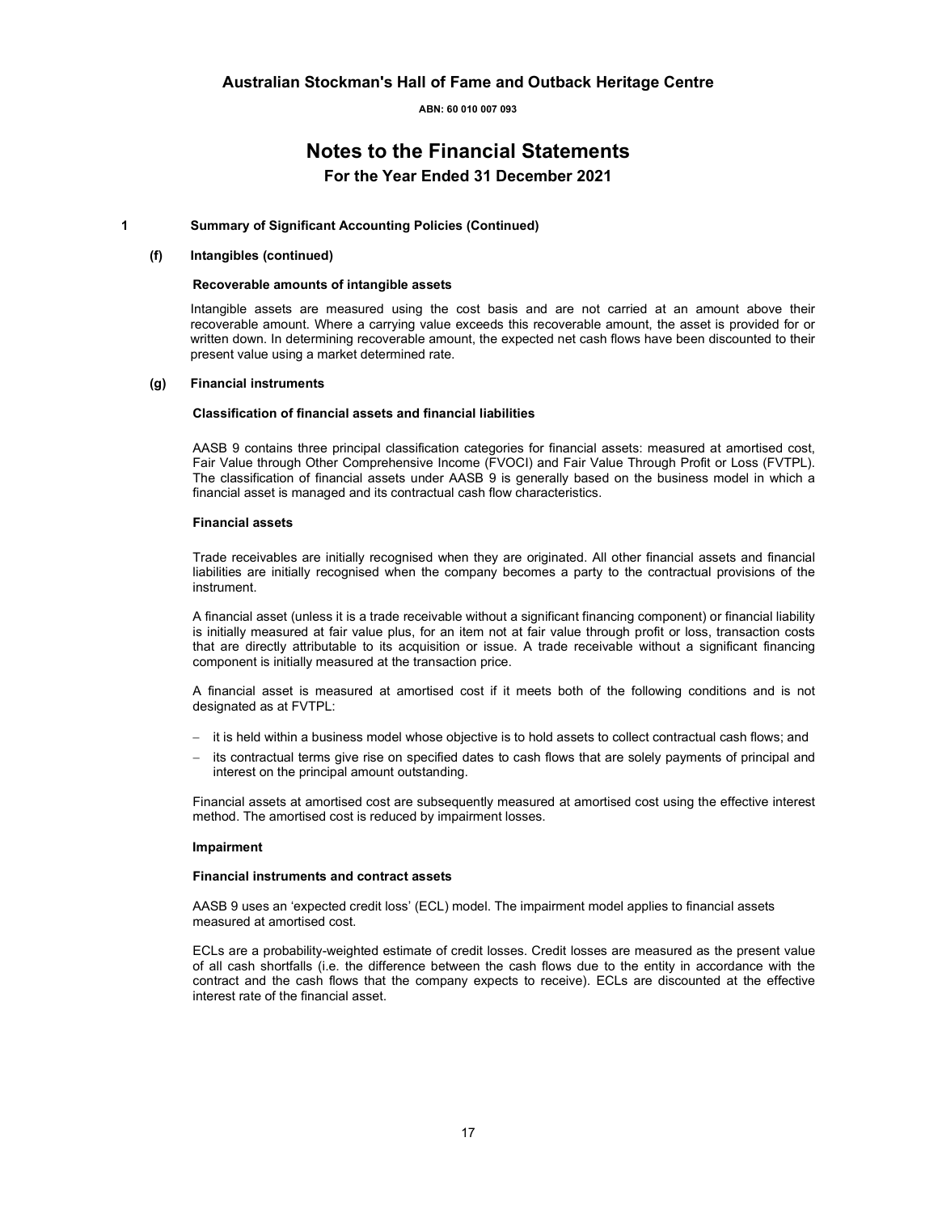## 1 Summary of Significant Accounting Policies (Continued)

### (f) Intangibles (continued)

**Recoverable amounts of intangible assets**

Intangible assets are measured using the cost basis and are not carried at an amount above their recoverable amount. Where a carrying value exceeds this recoverable amount, the asset is provided for or written down. In determining recoverable amount, the expected net cash flows have been discounted to their present value using a market determined rate.

### (g) Financial instruments

**Classification of financial assets and financial liabilities**

AASB 9 contains three principal classification categories for financial assets: measured at amortised cost, Fair Value through Other Comprehensive Income (FVOCI) and Fair Value Through Profit or Loss (FVTPL). The classification of financial assets under AASB 9 is generally based on the business model in which a financial asset is managed and its contractual cash flow characteristics.

**Financial assets**

Trade receivables are initially recognised when they are originated. All other financial assets and financial liabilities are initially recognised when the company becomes a party to the contractual provisions of the instrument.

A financial asset (unless it is a trade receivable without a significant financing component) or financial liability is initially measured at fair value plus, for an item not at fair value through profit or loss, transaction costs that are directly attributable to its acquisition or issue. A trade receivable without a significant financing component is initially measured at the transaction price.

A financial asset is measured at amortised cost if it meets both of the following conditions and is not designated as at FVTPL:

- it is held within a business model whose objective is to hold assets to collect contractual cash flows; and
- its contractual terms give rise on specified dates to cash flows that are solely payments of principal and interest on the principal amount outstanding.

Financial assets at amortised cost are subsequently measured at amortised cost using the effective interest method. The amortised cost is reduced by impairment losses.

**Impairment**

**Financial instruments and contract assets**

AASB 9 uses an 'expected credit loss' (ECL) model. The impairment model applies to financial assets measured at amortised cost.

ECLs are a probability-weighted estimate of credit losses. Credit losses are measured as the present value of all cash shortfalls (i.e. the difference between the cash flows due to the entity in accordance with the contract and the cash flows that the company expects to receive). ECLs are discounted at the effective interest rate of the financial asset.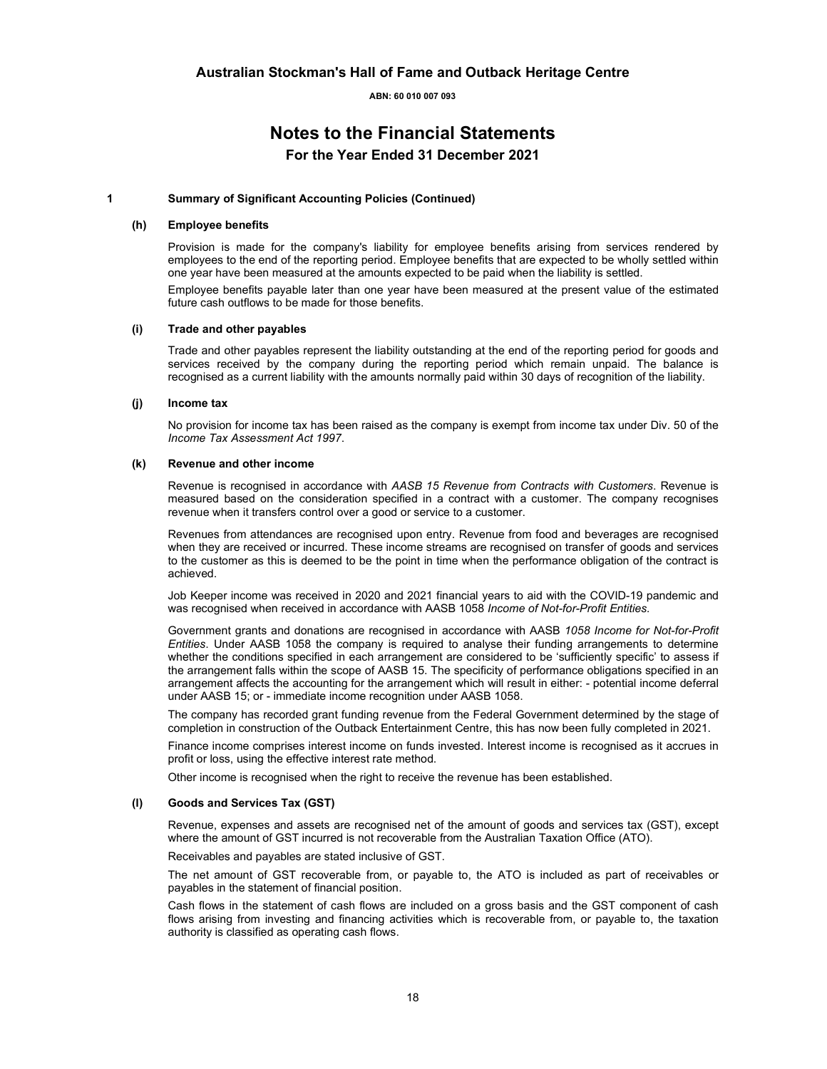Australian Stockman's Hall of Fame and Outback Heritage Centre

ABN: 60 010 007 093

# Notes to the Financial Statements

## For the Year Ended 31 December 2021

### 1 Summary of Significant Accounting Policies (Continued)

#### (h) Employee benefits

Provision is made for the company's liability for employee benefits arising from services rendered by employees to the end of the reporting period. Employee benefits that are expected to be wholly settled within one year have been measured at the amounts expected to be paid when the liability is settled.

Employee benefits payable later than one year have been measured at the present value of the estimated future cash outflows to be made for those benefits.

#### (i) Trade and other payables

Trade and other payables represent the liability outstanding at the end of the reporting period for goods and services received by the company during the reporting period which remain unpaid. The balance is recognised as a current liability with the amounts normally paid within 30 days of recognition of the liability.

#### (j) Income tax

No provision for income tax has been raised as the company is exempt from income tax under Div. 50 of the *Income Tax Assessment Act 1997*.

#### (k) Revenue and other income

Revenue is recognised in accordance with *AASB 15 Revenue from Contracts with Customers*. Revenue is measured based on the consideration specified in a contract with a customer. The company recognises revenue when it transfers control over a good or service to a customer.

Revenues from attendances are recognised upon entry. Revenue from food and beverages are recognised when they are received or incurred. These income streams are recognised on transfer of goods and services to the customer as this is deemed to be the point in time when the performance obligation of the contract is achieved.

Job Keeper income was received in 2020 and 2021 financial years to aid with the COVID-19 pandemic and was recognised when received in accordance with AASB 1058 *Income of Not-for-Profit Entities.*

Government grants and donations are recognised in accordance with AASB *1058 Income for Not-for-Profit Entities*. Under AASB 1058 the company is required to analyse their funding arrangements to determine whether the conditions specified in each arrangement are considered to be 'sufficiently specific' to assess if the arrangement falls within the scope of AASB 15. The specificity of performance obligations specified in an arrangement affects the accounting for the arrangement which will result in either: - potential income deferral under AASB 15; or - immediate income recognition under AASB 1058.

The company has recorded grant funding revenue from the Federal Government determined by the stage of completion in construction of the Outback Entertainment Centre, this has now been fully completed in 2021.

Finance income comprises interest income on funds invested. Interest income is recognised as it accrues in profit or loss, using the effective interest rate method.

Other income is recognised when the right to receive the revenue has been established.

#### (l) Goods and Services Tax (GST)

Revenue, expenses and assets are recognised net of the amount of goods and services tax (GST), except where the amount of GST incurred is not recoverable from the Australian Taxation Office (ATO).

Receivables and payables are stated inclusive of GST.

The net amount of GST recoverable from, or payable to, the ATO is included as part of receivables or payables in the statement of financial position.

Cash flows in the statement of cash flows are included on a gross basis and the GST component of cash flows arising from investing and financing activities which is recoverable from, or payable to, the taxation authority is classified as operating cash flows.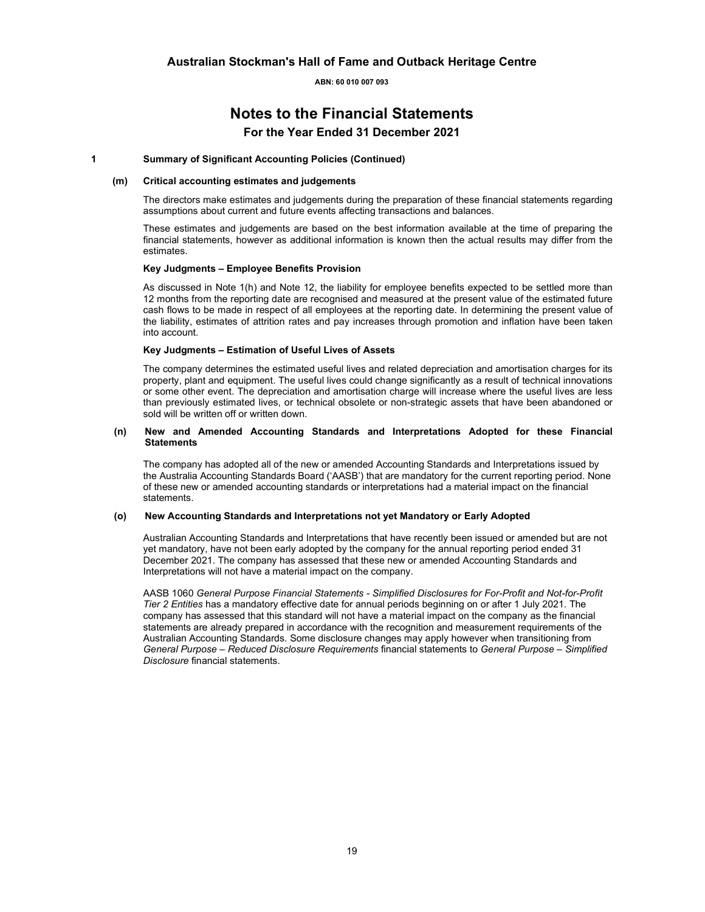# Australian Stockman's Hall of Fame and Outback Heritage Centre

**ABN: 60 010 007 093**

# Notes to the Financial Statements

## For the Year Ended 31 December 2021

### 1 Summary of Significant Accounting Policies (Continued)

#### (m) Critical accounting estimates and judgements

The directors make estimates and judgements during the preparation of these financial statements regarding assumptions about current and future events affecting transactions and balances.

These estimates and judgements are based on the best information available at the time of preparing the financial statements, however as additional information is known then the actual results may differ from the estimates.

**Key Judgments – Employee Benefits Provision**

As discussed in Note 1(h) and Note 12, the liability for employee benefits expected to be settled more than 12 months from the reporting date are recognised and measured at the present value of the estimated future cash flows to be made in respect of all employees at the reporting date. In determining the present value of the liability, estimates of attrition rates and pay increases through promotion and inflation have been taken into account.

**Key Judgments – Estimation of Useful Lives of Assets**

The company determines the estimated useful lives and related depreciation and amortisation charges for its property, plant and equipment. The useful lives could change significantly as a result of technical innovations or some other event. The depreciation and amortisation charge will increase where the useful lives are less than previously estimated lives, or technical obsolete or non-strategic assets that have been abandoned or sold will be written off or written down.

#### (n) New and Amended Accounting Standards and Interpretations Adopted for these Financial Statements

The company has adopted all of the new or amended Accounting Standards and Interpretations issued by the Australia Accounting Standards Board ('AASB') that are mandatory for the current reporting period. None of these new or amended accounting standards or interpretations had a material impact on the financial statements.

#### (o) New Accounting Standards and Interpretations not yet Mandatory or Early Adopted

Australian Accounting Standards and Interpretations that have recently been issued or amended but are not yet mandatory, have not been early adopted by the company for the annual reporting period ended 31 December 2021. The company has assessed that these new or amended Accounting Standards and Interpretations will not have a material impact on the company.

AASB 1060 *General Purpose Financial Statements - Simplified Disclosures for For-Profit and Not-for-Profit Tier 2 Entities* has a mandatory effective date for annual periods beginning on or after 1 July 2021. The company has assessed that this standard will not have a material impact on the company as the financial statements are already prepared in accordance with the recognition and measurement requirements of the Australian Accounting Standards. Some disclosure changes may apply however when transitioning from *General Purpose – Reduced Disclosure Requirements* financial statements to *General Purpose – Simplified Disclosure* financial statements.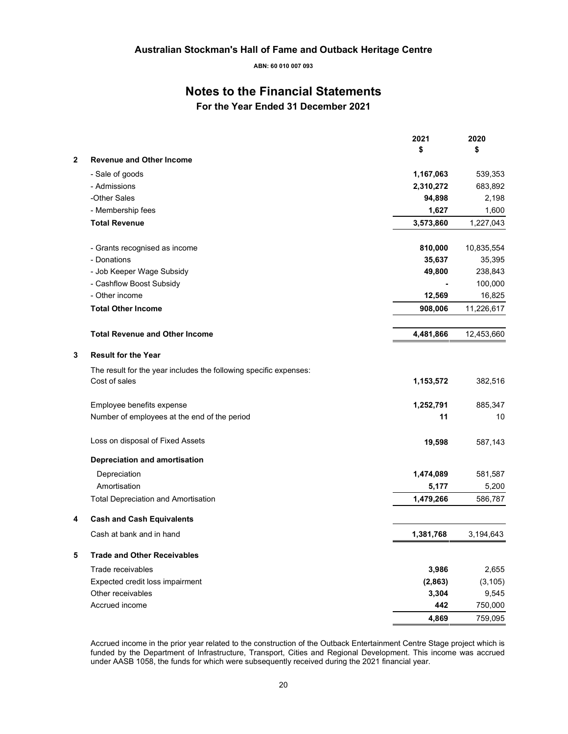# Australian Stockman's Hall of Fame and Outback Heritage Centre

**ABN: 60 010 007 093**

## Notes to the Financial Statements

### For the Year Ended 31 December 2021

| | | 2021<br>$ | 2020<br>$ |
|---|---|---|---|
| **2** | **Revenue and Other Income** | | |
| | - Sale of goods | **1,167,063** | 539,353 |
| | - Admissions | **2,310,272** | 683,892 |
| | -Other Sales | **94,898** | 2,198 |
| | - Membership fees | **1,627** | 1,600 |
| | **Total Revenue** | **3,573,860** | 1,227,043 |
| | - Grants recognised as income | **810,000** | 10,835,554 |
| | - Donations | **35,637** | 35,395 |
| | - Job Keeper Wage Subsidy | **49,800** | 238,843 |
| | - Cashflow Boost Subsidy | **-** | 100,000 |
| | - Other income | **12,569** | 16,825 |
| | **Total Other Income** | **908,006** | 11,226,617 |
| | **Total Revenue and Other Income** | **4,481,866** | 12,453,660 |
| **3** | **Result for the Year** | | |
| | The result for the year includes the following specific expenses: | | |
| | Cost of sales | **1,153,572** | 382,516 |
| | Employee benefits expense | **1,252,791** | 885,347 |
| | Number of employees at the end of the period | **11** | 10 |
| | Loss on disposal of Fixed Assets | **19,598** | 587,143 |
| | **Depreciation and amortisation** | | |
| | Depreciation | **1,474,089** | 581,587 |
| | Amortisation | **5,177** | 5,200 |
| | Total Depreciation and Amortisation | **1,479,266** | 586,787 |
| **4** | **Cash and Cash Equivalents** | | |
| | Cash at bank and in hand | **1,381,768** | 3,194,643 |
| **5** | **Trade and Other Receivables** | | |
| | Trade receivables | **3,986** | 2,655 |
| | Expected credit loss impairment | **(2,863)** | (3,105) |
| | Other receivables | **3,304** | 9,545 |
| | Accrued income | **442** | 750,000 |
| | | **4,869** | 759,095 |

Accrued income in the prior year related to the construction of the Outback Entertainment Centre Stage project which is funded by the Department of Infrastructure, Transport, Cities and Regional Development. This income was accrued under AASB 1058, the funds for which were subsequently received during the 2021 financial year.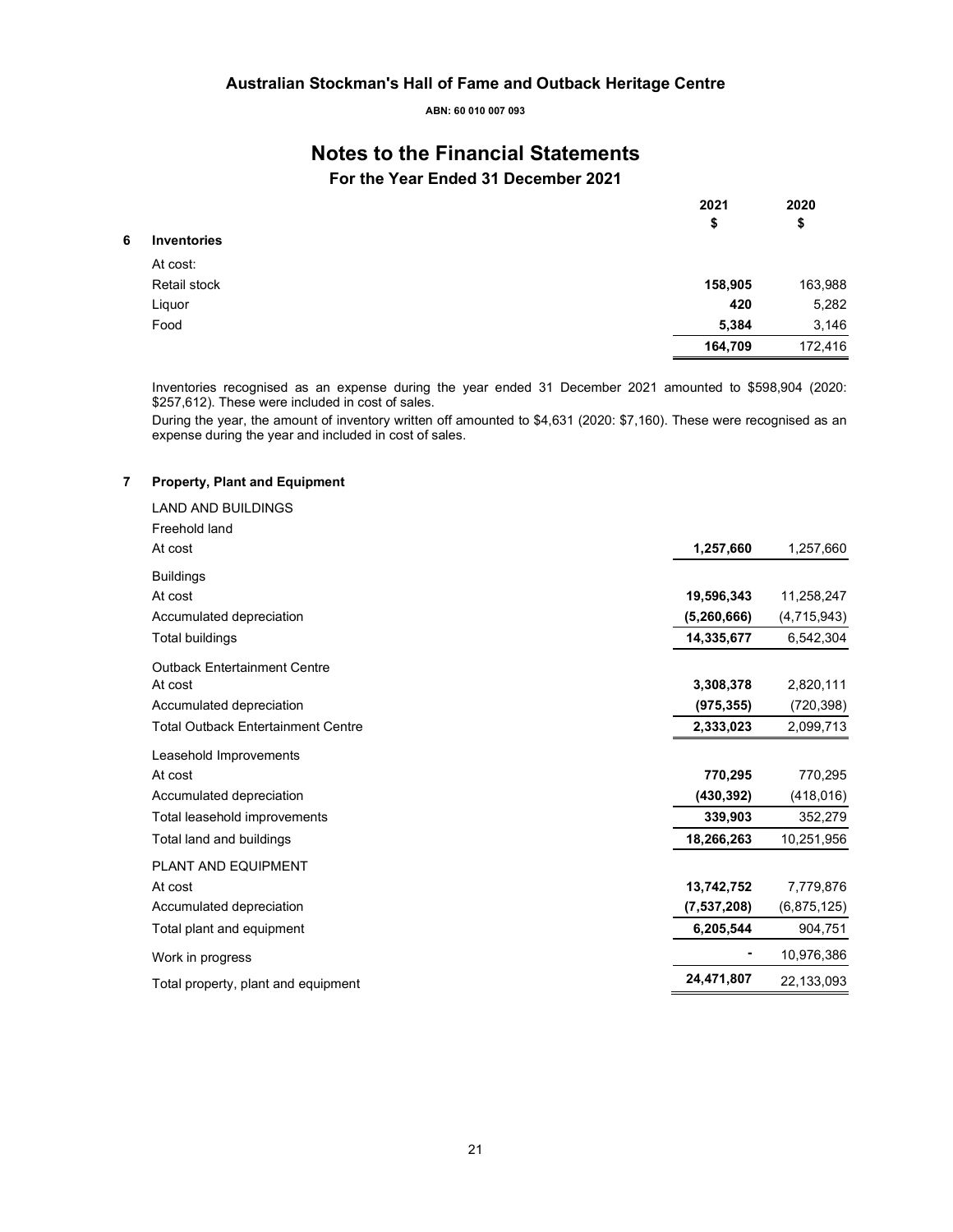# Australian Stockman's Hall of Fame and Outback Heritage Centre

**ABN: 60 010 007 093**

# Notes to the Financial Statements

## For the Year Ended 31 December 2021

### 6 Inventories

| | 2021<br>$ | 2020<br>$ |
|---|---|---|
| At cost: | | |
| Retail stock | **158,905** | 163,988 |
| Liquor | **420** | 5,282 |
| Food | **5,384** | 3,146 |
| | **164,709** | 172,416 |

Inventories recognised as an expense during the year ended 31 December 2021 amounted to $598,904 (2020: $257,612). These were included in cost of sales.

During the year, the amount of inventory written off amounted to $4,631 (2020: $7,160). These were recognised as an expense during the year and included in cost of sales.

### 7 Property, Plant and Equipment

| | 2021<br>$ | 2020<br>$ |
|---|---|---|
| LAND AND BUILDINGS | | |
| Freehold land | | |
| At cost | **1,257,660** | 1,257,660 |
| Buildings | | |
| At cost | **19,596,343** | 11,258,247 |
| Accumulated depreciation | **(5,260,666)** | (4,715,943) |
| Total buildings | **14,335,677** | 6,542,304 |
| Outback Entertainment Centre | | |
| At cost | **3,308,378** | 2,820,111 |
| Accumulated depreciation | **(975,355)** | (720,398) |
| Total Outback Entertainment Centre | **2,333,023** | 2,099,713 |
| Leasehold Improvements | | |
| At cost | **770,295** | 770,295 |
| Accumulated depreciation | **(430,392)** | (418,016) |
| Total leasehold improvements | **339,903** | 352,279 |
| Total land and buildings | **18,266,263** | 10,251,956 |
| PLANT AND EQUIPMENT | | |
| At cost | **13,742,752** | 7,779,876 |
| Accumulated depreciation | **(7,537,208)** | (6,875,125) |
| Total plant and equipment | **6,205,544** | 904,751 |
| Work in progress | **-** | 10,976,386 |
| Total property, plant and equipment | **24,471,807** | 22,133,093 |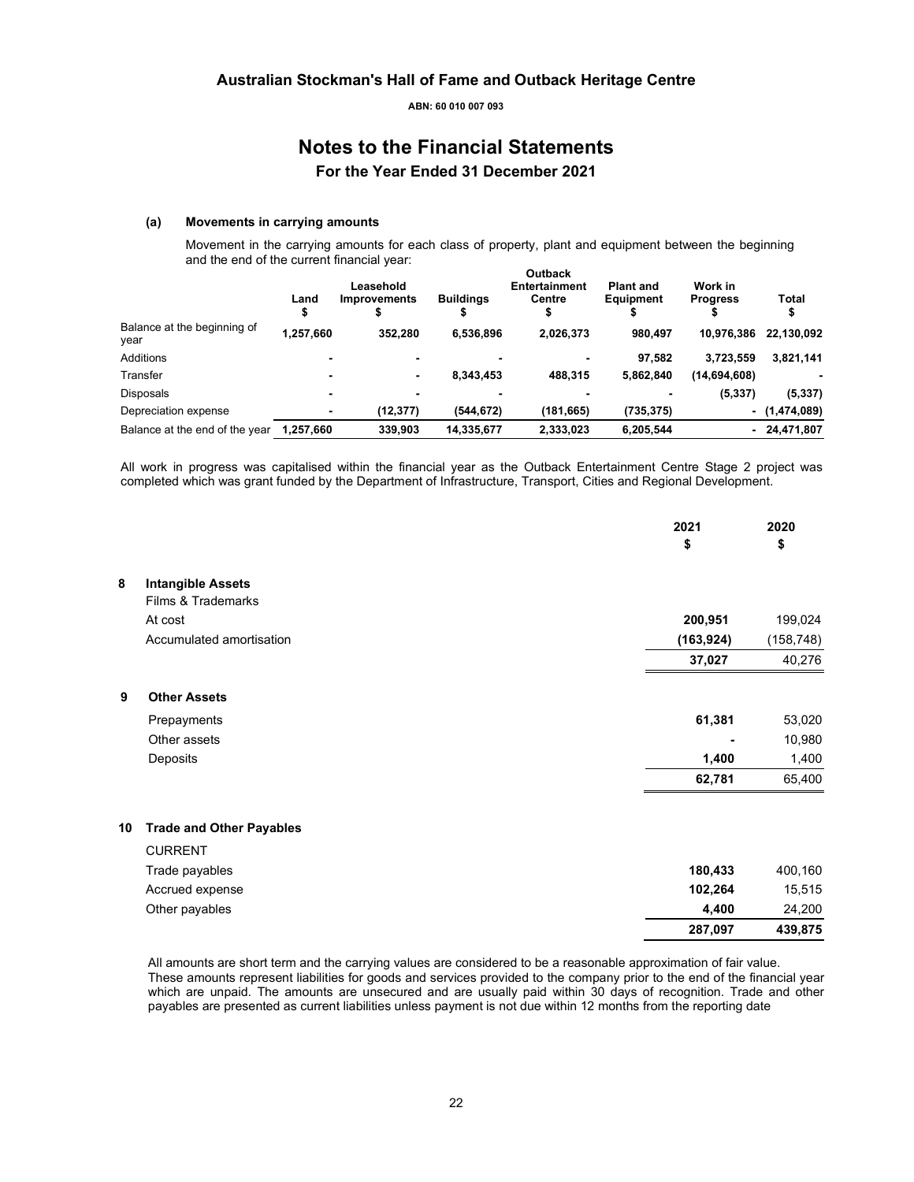#### (a) Movements in carrying amounts

Movement in the carrying amounts for each class of property, plant and equipment between the beginning and the end of the current financial year:

| | Land $ | Leasehold Improvements $ | Buildings $ | Outback Entertainment Centre $ | Plant and Equipment $ | Work in Progress $ | Total $ |
|---|---|---|---|---|---|---|---|
| Balance at the beginning of year | **1,257,660** | **352,280** | **6,536,896** | **2,026,373** | **980,497** | **10,976,386** | **22,130,092** |
| Additions | **-** | **-** | **-** | **-** | **97,582** | **3,723,559** | **3,821,141** |
| Transfer | **-** | **-** | **8,343,453** | **488,315** | **5,862,840** | **(14,694,608)** | **-** |
| Disposals | **-** | **-** | **-** | **-** | **-** | **(5,337)** | **(5,337)** |
| Depreciation expense | **-** | **(12,377)** | **(544,672)** | **(181,665)** | **(735,375)** | **-** | **(1,474,089)** |
| Balance at the end of the year | **1,257,660** | **339,903** | **14,335,677** | **2,333,023** | **6,205,544** | **-** | **24,471,807** |

All work in progress was capitalised within the financial year as the Outback Entertainment Centre Stage 2 project was completed which was grant funded by the Department of Infrastructure, Transport, Cities and Regional Development.

| | 2021 $ | 2020 $ |
|---|---|---|
| **8 Intangible Assets** | | |
| Films & Trademarks | | |
| At cost | **200,951** | 199,024 |
| Accumulated amortisation | **(163,924)** | (158,748) |
| | **37,027** | 40,276 |
| **9 Other Assets** | | |
| Prepayments | **61,381** | 53,020 |
| Other assets | **-** | 10,980 |
| Deposits | **1,400** | 1,400 |
| | **62,781** | 65,400 |
| **10 Trade and Other Payables** | | |
| CURRENT | | |
| Trade payables | **180,433** | 400,160 |
| Accrued expense | **102,264** | 15,515 |
| Other payables | **4,400** | 24,200 |
| | **287,097** | **439,875** |

All amounts are short term and the carrying values are considered to be a reasonable approximation of fair value. These amounts represent liabilities for goods and services provided to the company prior to the end of the financial year which are unpaid. The amounts are unsecured and are usually paid within 30 days of recognition. Trade and other payables are presented as current liabilities unless payment is not due within 12 months from the reporting date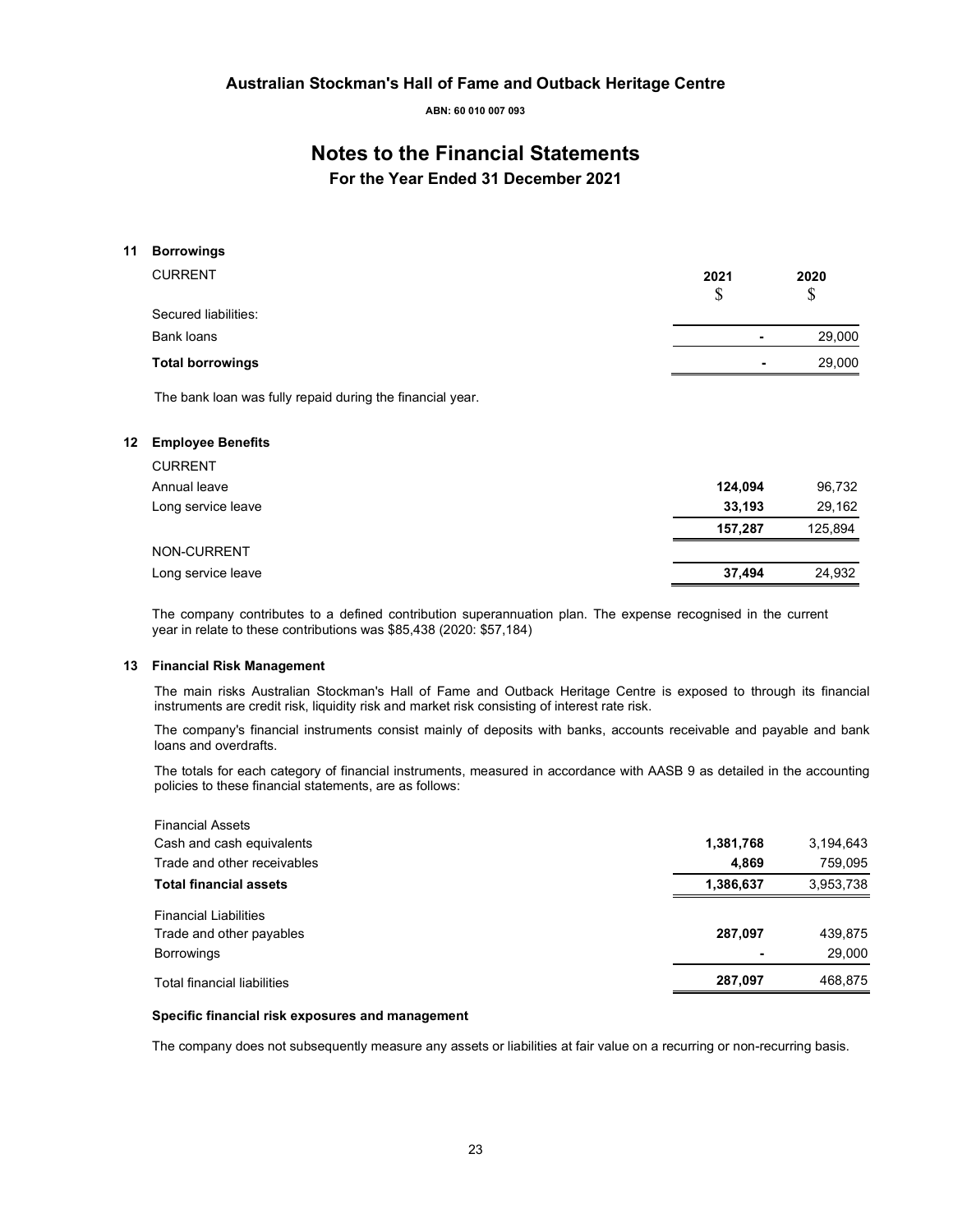## 11 Borrowings

| CURRENT | 2021<br>$ | 2020<br>$ |
|---|---|---|
| Secured liabilities: | | |
| Bank loans | - | 29,000 |
| **Total borrowings** | - | 29,000 |

The bank loan was fully repaid during the financial year.

## 12 Employee Benefits

| | 2021 | 2020 |
|---|---|---|
| CURRENT | | |
| Annual leave | **124,094** | 96,732 |
| Long service leave | **33,193** | 29,162 |
| | **157,287** | 125,894 |
| NON-CURRENT | | |
| Long service leave | **37,494** | 24,932 |

The company contributes to a defined contribution superannuation plan. The expense recognised in the current year in relate to these contributions was $85,438 (2020: $57,184)

## 13 Financial Risk Management

The main risks Australian Stockman's Hall of Fame and Outback Heritage Centre is exposed to through its financial instruments are credit risk, liquidity risk and market risk consisting of interest rate risk.

The company's financial instruments consist mainly of deposits with banks, accounts receivable and payable and bank loans and overdrafts.

The totals for each category of financial instruments, measured in accordance with AASB 9 as detailed in the accounting policies to these financial statements, are as follows:

| | 2021 | 2020 |
|---|---|---|
| Financial Assets | | |
| Cash and cash equivalents | **1,381,768** | 3,194,643 |
| Trade and other receivables | **4,869** | 759,095 |
| **Total financial assets** | **1,386,637** | 3,953,738 |
| Financial Liabilities | | |
| Trade and other payables | **287,097** | 439,875 |
| Borrowings | - | 29,000 |
| Total financial liabilities | **287,097** | 468,875 |

### Specific financial risk exposures and management

The company does not subsequently measure any assets or liabilities at fair value on a recurring or non-recurring basis.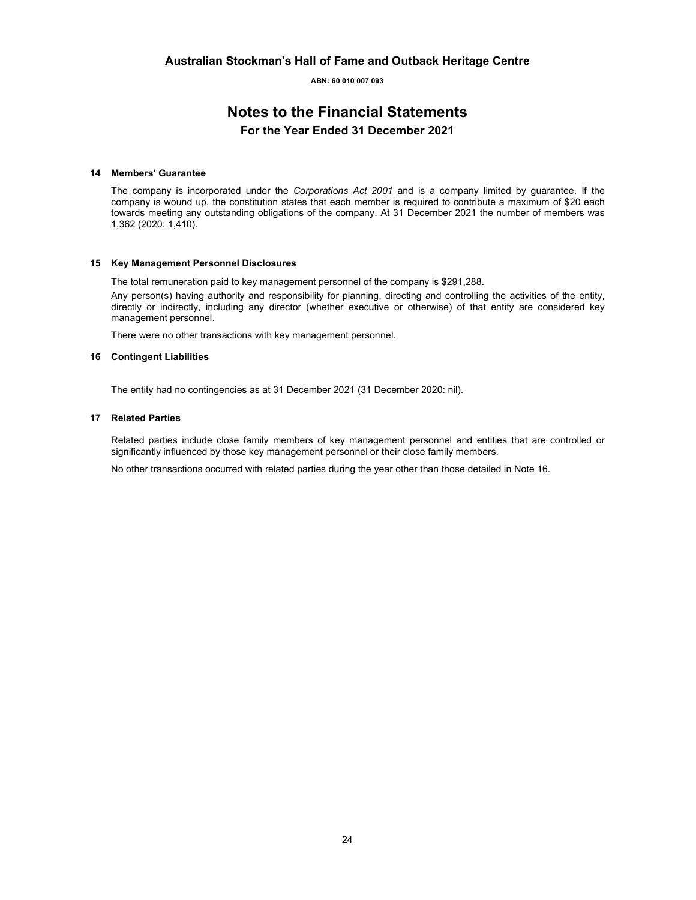# Australian Stockman's Hall of Fame and Outback Heritage Centre

**ABN: 60 010 007 093**

# Notes to the Financial Statements

## For the Year Ended 31 December 2021

### 14 Members' Guarantee

The company is incorporated under the *Corporations Act 2001* and is a company limited by guarantee. If the company is wound up, the constitution states that each member is required to contribute a maximum of $20 each towards meeting any outstanding obligations of the company. At 31 December 2021 the number of members was 1,362 (2020: 1,410).

### 15 Key Management Personnel Disclosures

The total remuneration paid to key management personnel of the company is $291,288.

Any person(s) having authority and responsibility for planning, directing and controlling the activities of the entity, directly or indirectly, including any director (whether executive or otherwise) of that entity are considered key management personnel.

There were no other transactions with key management personnel.

### 16 Contingent Liabilities

The entity had no contingencies as at 31 December 2021 (31 December 2020: nil).

### 17 Related Parties

Related parties include close family members of key management personnel and entities that are controlled or significantly influenced by those key management personnel or their close family members.

No other transactions occurred with related parties during the year other than those detailed in Note 16.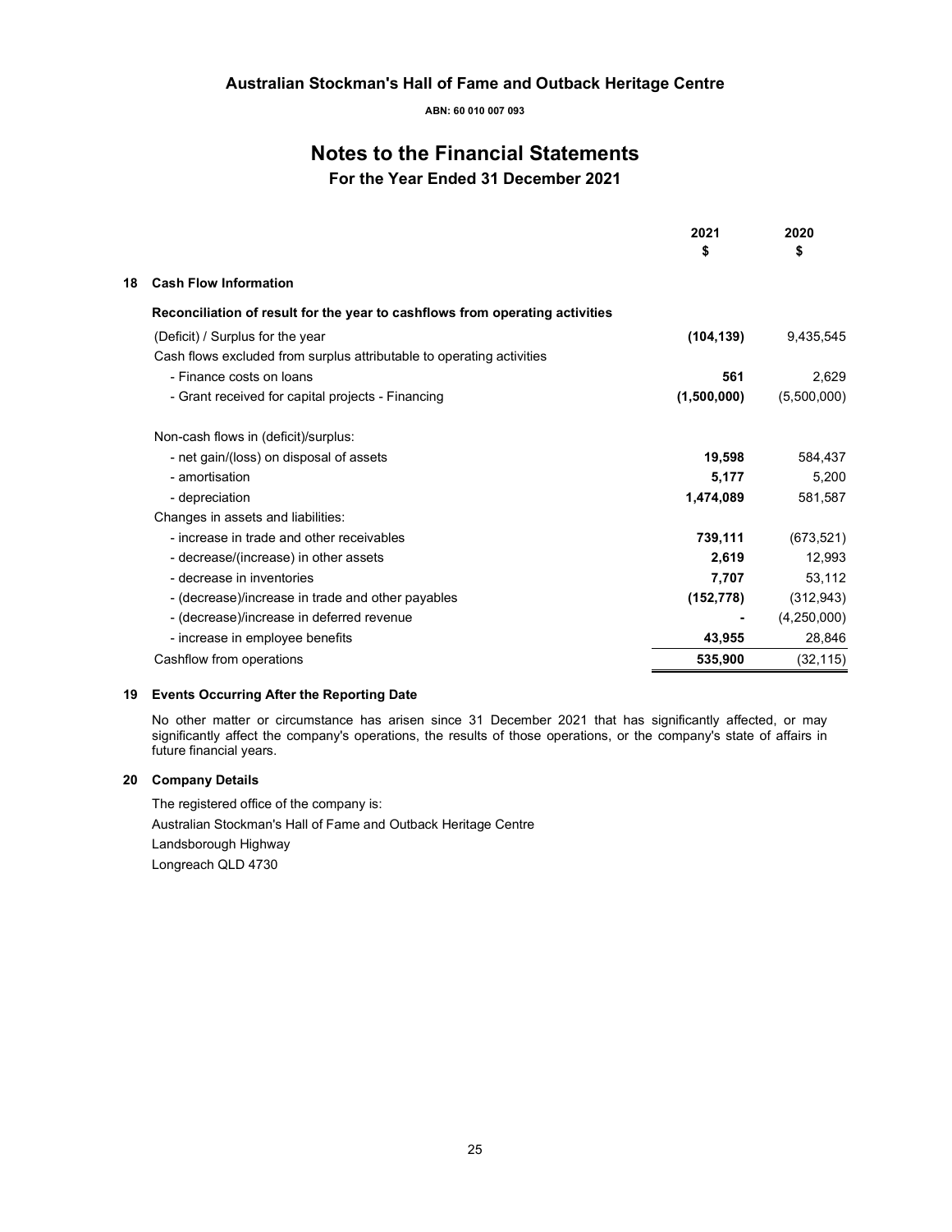# Australian Stockman's Hall of Fame and Outback Heritage Centre

**ABN: 60 010 007 093**

## Notes to the Financial Statements

### For the Year Ended 31 December 2021

### 18 Cash Flow Information

**Reconciliation of result for the year to cashflows from operating activities**

| | 2021 $ | 2020 $ |
|---|---|---|
| (Deficit) / Surplus for the year | **(104,139)** | 9,435,545 |
| Cash flows excluded from surplus attributable to operating activities | | |
| - Finance costs on loans | **561** | 2,629 |
| - Grant received for capital projects - Financing | **(1,500,000)** | (5,500,000) |
| Non-cash flows in (deficit)/surplus: | | |
| - net gain/(loss) on disposal of assets | **19,598** | 584,437 |
| - amortisation | **5,177** | 5,200 |
| - depreciation | **1,474,089** | 581,587 |
| Changes in assets and liabilities: | | |
| - increase in trade and other receivables | **739,111** | (673,521) |
| - decrease/(increase) in other assets | **2,619** | 12,993 |
| - decrease in inventories | **7,707** | 53,112 |
| - (decrease)/increase in trade and other payables | **(152,778)** | (312,943) |
| - (decrease)/increase in deferred revenue | **-** | (4,250,000) |
| - increase in employee benefits | **43,955** | 28,846 |
| Cashflow from operations | **535,900** | (32,115) |

### 19 Events Occurring After the Reporting Date

No other matter or circumstance has arisen since 31 December 2021 that has significantly affected, or may significantly affect the company's operations, the results of those operations, or the company's state of affairs in future financial years.

### 20 Company Details

The registered office of the company is:

Australian Stockman's Hall of Fame and Outback Heritage Centre

Landsborough Highway

Longreach QLD 4730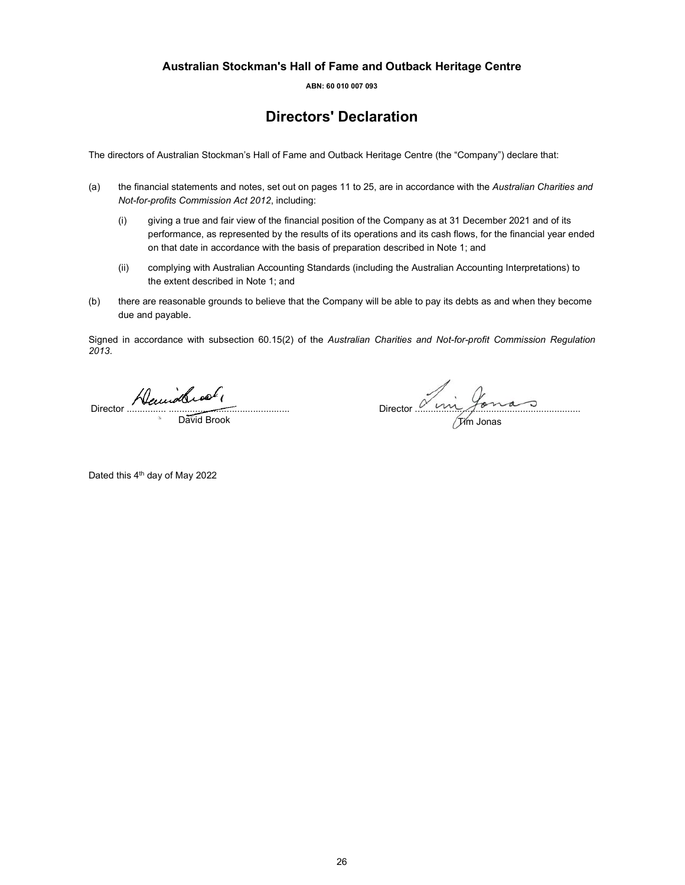**Australian Stockman's Hall of Fame and Outback Heritage Centre**

**ABN: 60 010 007 093**

# Directors' Declaration

The directors of Australian Stockman's Hall of Fame and Outback Heritage Centre (the "Company") declare that:

(a) the financial statements and notes, set out on pages 11 to 25, are in accordance with the *Australian Charities and Not-for-profits Commission Act 2012*, including:

  (i) giving a true and fair view of the financial position of the Company as at 31 December 2021 and of its performance, as represented by the results of its operations and its cash flows, for the financial year ended on that date in accordance with the basis of preparation described in Note 1; and

  (ii) complying with Australian Accounting Standards (including the Australian Accounting Interpretations) to the extent described in Note 1; and

(b) there are reasonable grounds to believe that the Company will be able to pay its debts as and when they become due and payable.

Signed in accordance with subsection 60.15(2) of the *Australian Charities and Not-for-profit Commission Regulation 2013*.

Director ............................................................
David Brook

Director ............................................................
Tim Jonas

Dated this 4th day of May 2022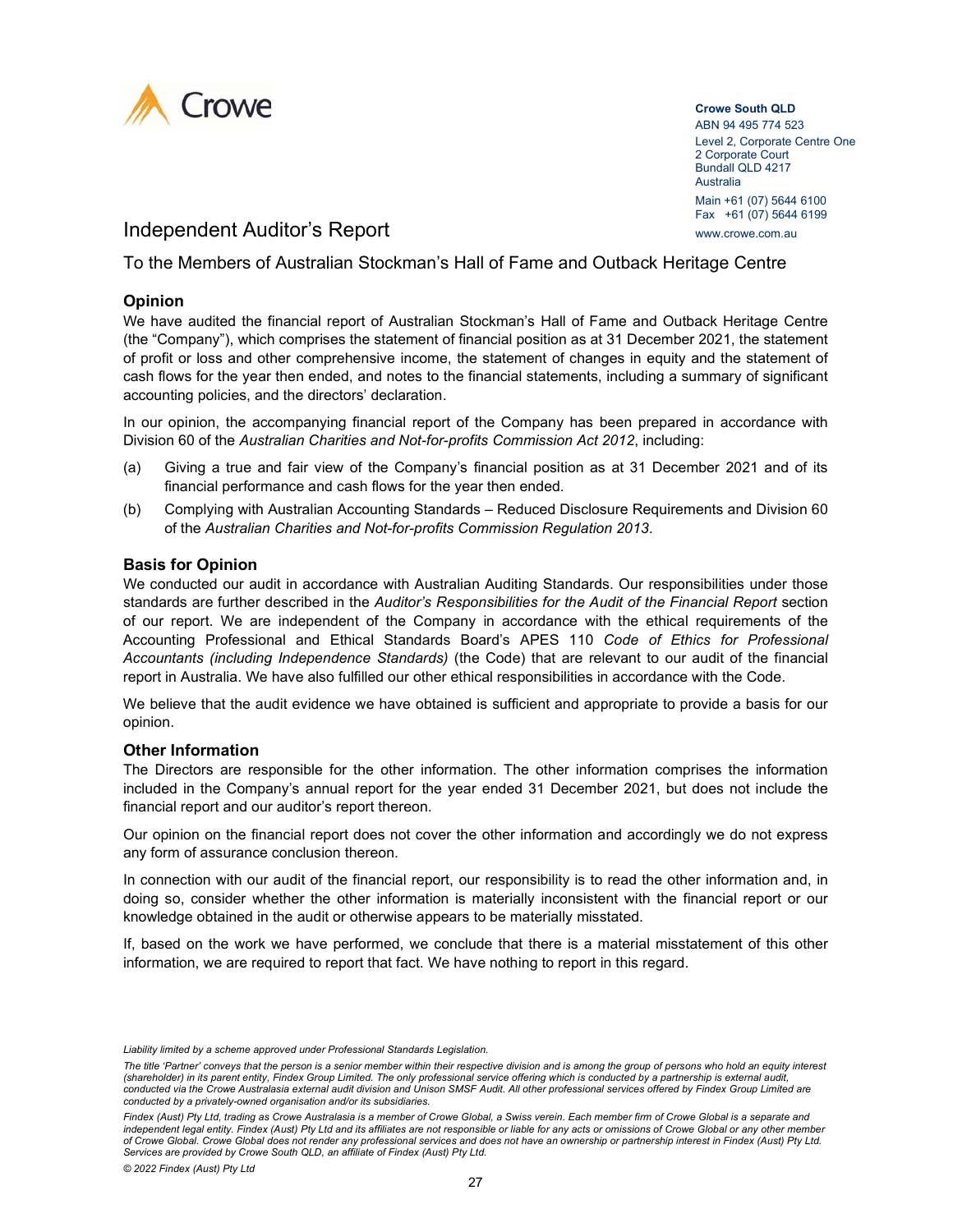Crowe

**Crowe South QLD**
ABN 94 495 774 523
Level 2, Corporate Centre One
2 Corporate Court
Bundall QLD 4217
Australia
Main +61 (07) 5644 6100
Fax +61 (07) 5644 6199
www.crowe.com.au

# Independent Auditor's Report

## To the Members of Australian Stockman's Hall of Fame and Outback Heritage Centre

### Opinion

We have audited the financial report of Australian Stockman's Hall of Fame and Outback Heritage Centre (the "Company"), which comprises the statement of financial position as at 31 December 2021, the statement of profit or loss and other comprehensive income, the statement of changes in equity and the statement of cash flows for the year then ended, and notes to the financial statements, including a summary of significant accounting policies, and the directors' declaration.

In our opinion, the accompanying financial report of the Company has been prepared in accordance with Division 60 of the *Australian Charities and Not-for-profits Commission Act 2012*, including:

(a) Giving a true and fair view of the Company's financial position as at 31 December 2021 and of its financial performance and cash flows for the year then ended.

(b) Complying with Australian Accounting Standards – Reduced Disclosure Requirements and Division 60 of the *Australian Charities and Not-for-profits Commission Regulation 2013*.

### Basis for Opinion

We conducted our audit in accordance with Australian Auditing Standards. Our responsibilities under those standards are further described in the *Auditor's Responsibilities for the Audit of the Financial Report* section of our report. We are independent of the Company in accordance with the ethical requirements of the Accounting Professional and Ethical Standards Board's APES 110 *Code of Ethics for Professional Accountants (including Independence Standards)* (the Code) that are relevant to our audit of the financial report in Australia. We have also fulfilled our other ethical responsibilities in accordance with the Code.

We believe that the audit evidence we have obtained is sufficient and appropriate to provide a basis for our opinion.

### Other Information

The Directors are responsible for the other information. The other information comprises the information included in the Company's annual report for the year ended 31 December 2021, but does not include the financial report and our auditor's report thereon.

Our opinion on the financial report does not cover the other information and accordingly we do not express any form of assurance conclusion thereon.

In connection with our audit of the financial report, our responsibility is to read the other information and, in doing so, consider whether the other information is materially inconsistent with the financial report or our knowledge obtained in the audit or otherwise appears to be materially misstated.

If, based on the work we have performed, we conclude that there is a material misstatement of this other information, we are required to report that fact. We have nothing to report in this regard.

*Liability limited by a scheme approved under Professional Standards Legislation.*

*The title 'Partner' conveys that the person is a senior member within their respective division and is among the group of persons who hold an equity interest (shareholder) in its parent entity, Findex Group Limited. The only professional service offering which is conducted by a partnership is external audit, conducted via the Crowe Australasia external audit division and Unison SMSF Audit. All other professional services offered by Findex Group Limited are conducted by a privately-owned organisation and/or its subsidiaries.*

*Findex (Aust) Pty Ltd, trading as Crowe Australasia is a member of Crowe Global, a Swiss verein. Each member firm of Crowe Global is a separate and independent legal entity. Findex (Aust) Pty Ltd and its affiliates are not responsible or liable for any acts or omissions of Crowe Global or any other member of Crowe Global. Crowe Global does not render any professional services and does not have an ownership or partnership interest in Findex (Aust) Pty Ltd. Services are provided by Crowe South QLD, an affiliate of Findex (Aust) Pty Ltd.*

*© 2022 Findex (Aust) Pty Ltd*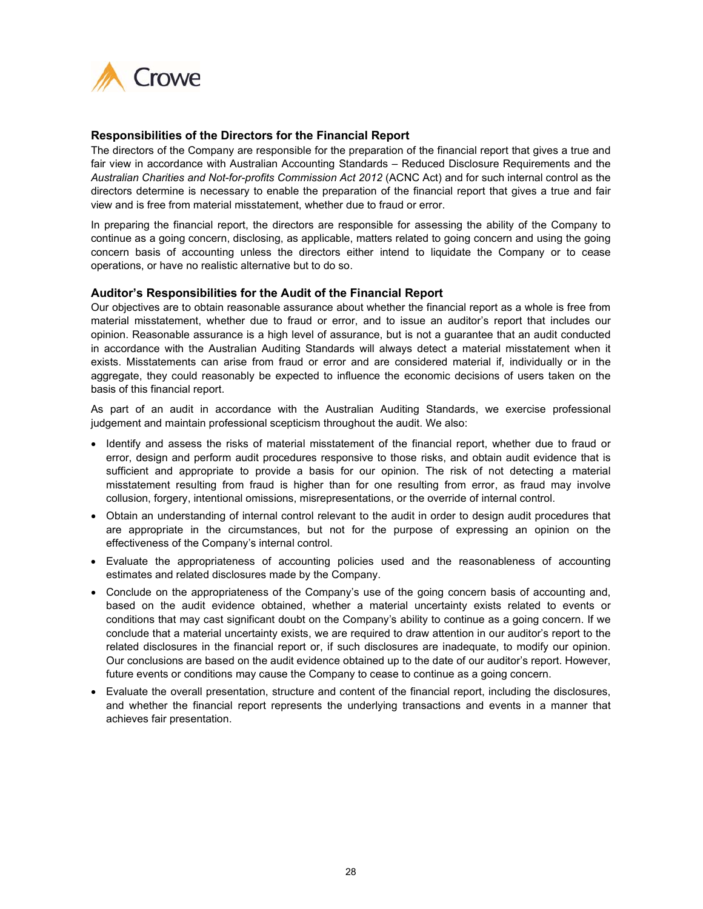## Responsibilities of the Directors for the Financial Report

The directors of the Company are responsible for the preparation of the financial report that gives a true and fair view in accordance with Australian Accounting Standards – Reduced Disclosure Requirements and the *Australian Charities and Not-for-profits Commission Act 2012* (ACNC Act) and for such internal control as the directors determine is necessary to enable the preparation of the financial report that gives a true and fair view and is free from material misstatement, whether due to fraud or error.

In preparing the financial report, the directors are responsible for assessing the ability of the Company to continue as a going concern, disclosing, as applicable, matters related to going concern and using the going concern basis of accounting unless the directors either intend to liquidate the Company or to cease operations, or have no realistic alternative but to do so.

## Auditor's Responsibilities for the Audit of the Financial Report

Our objectives are to obtain reasonable assurance about whether the financial report as a whole is free from material misstatement, whether due to fraud or error, and to issue an auditor's report that includes our opinion. Reasonable assurance is a high level of assurance, but is not a guarantee that an audit conducted in accordance with the Australian Auditing Standards will always detect a material misstatement when it exists. Misstatements can arise from fraud or error and are considered material if, individually or in the aggregate, they could reasonably be expected to influence the economic decisions of users taken on the basis of this financial report.

As part of an audit in accordance with the Australian Auditing Standards, we exercise professional judgement and maintain professional scepticism throughout the audit. We also:

- Identify and assess the risks of material misstatement of the financial report, whether due to fraud or error, design and perform audit procedures responsive to those risks, and obtain audit evidence that is sufficient and appropriate to provide a basis for our opinion. The risk of not detecting a material misstatement resulting from fraud is higher than for one resulting from error, as fraud may involve collusion, forgery, intentional omissions, misrepresentations, or the override of internal control.
- Obtain an understanding of internal control relevant to the audit in order to design audit procedures that are appropriate in the circumstances, but not for the purpose of expressing an opinion on the effectiveness of the Company's internal control.
- Evaluate the appropriateness of accounting policies used and the reasonableness of accounting estimates and related disclosures made by the Company.
- Conclude on the appropriateness of the Company's use of the going concern basis of accounting and, based on the audit evidence obtained, whether a material uncertainty exists related to events or conditions that may cast significant doubt on the Company's ability to continue as a going concern. If we conclude that a material uncertainty exists, we are required to draw attention in our auditor's report to the related disclosures in the financial report or, if such disclosures are inadequate, to modify our opinion. Our conclusions are based on the audit evidence obtained up to the date of our auditor's report. However, future events or conditions may cause the Company to cease to continue as a going concern.
- Evaluate the overall presentation, structure and content of the financial report, including the disclosures, and whether the financial report represents the underlying transactions and events in a manner that achieves fair presentation.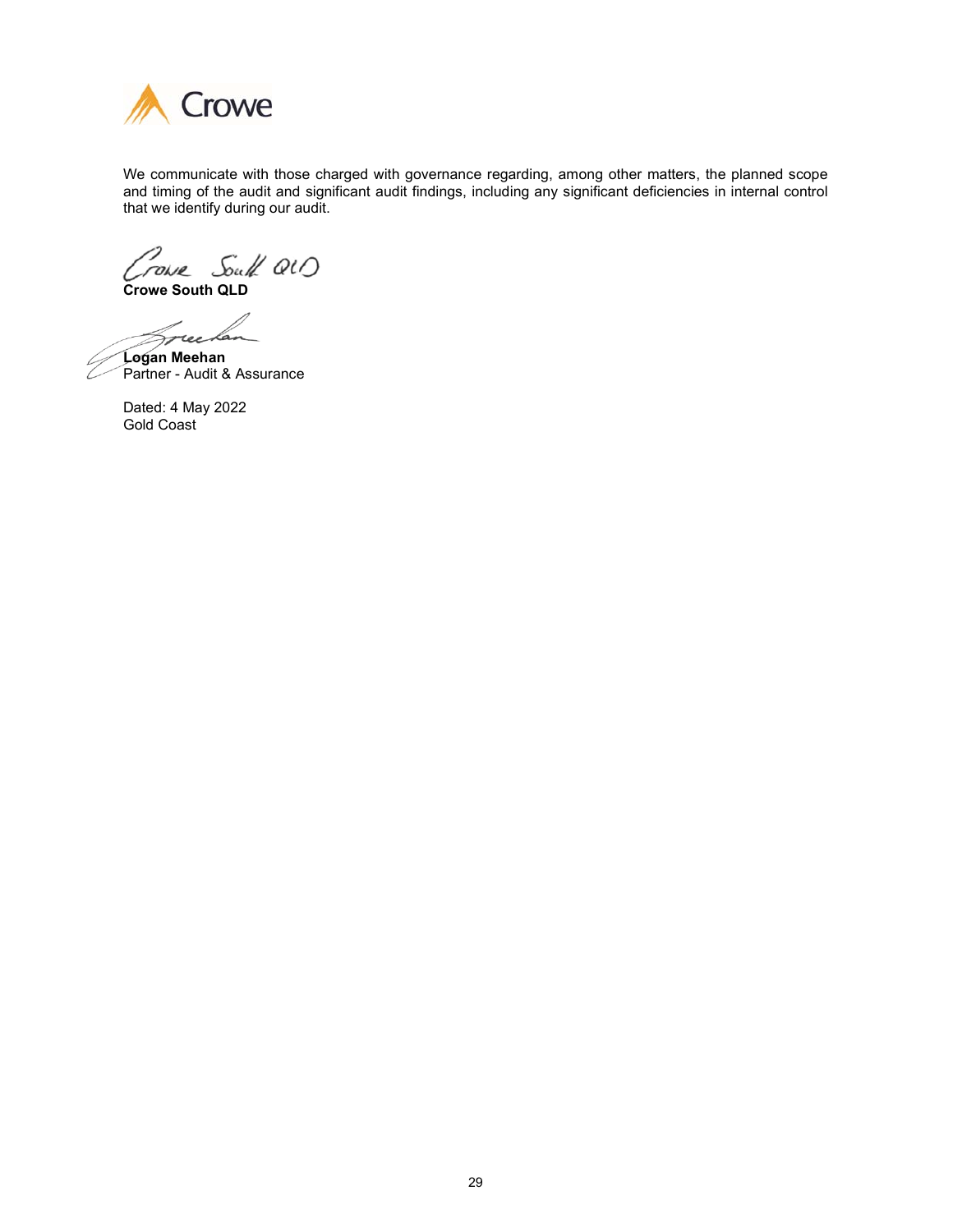We communicate with those charged with governance regarding, among other matters, the planned scope and timing of the audit and significant audit findings, including any significant deficiencies in internal control that we identify during our audit.

**Crowe South QLD**

**Logan Meehan**
Partner - Audit & Assurance

Dated: 4 May 2022
Gold Coast